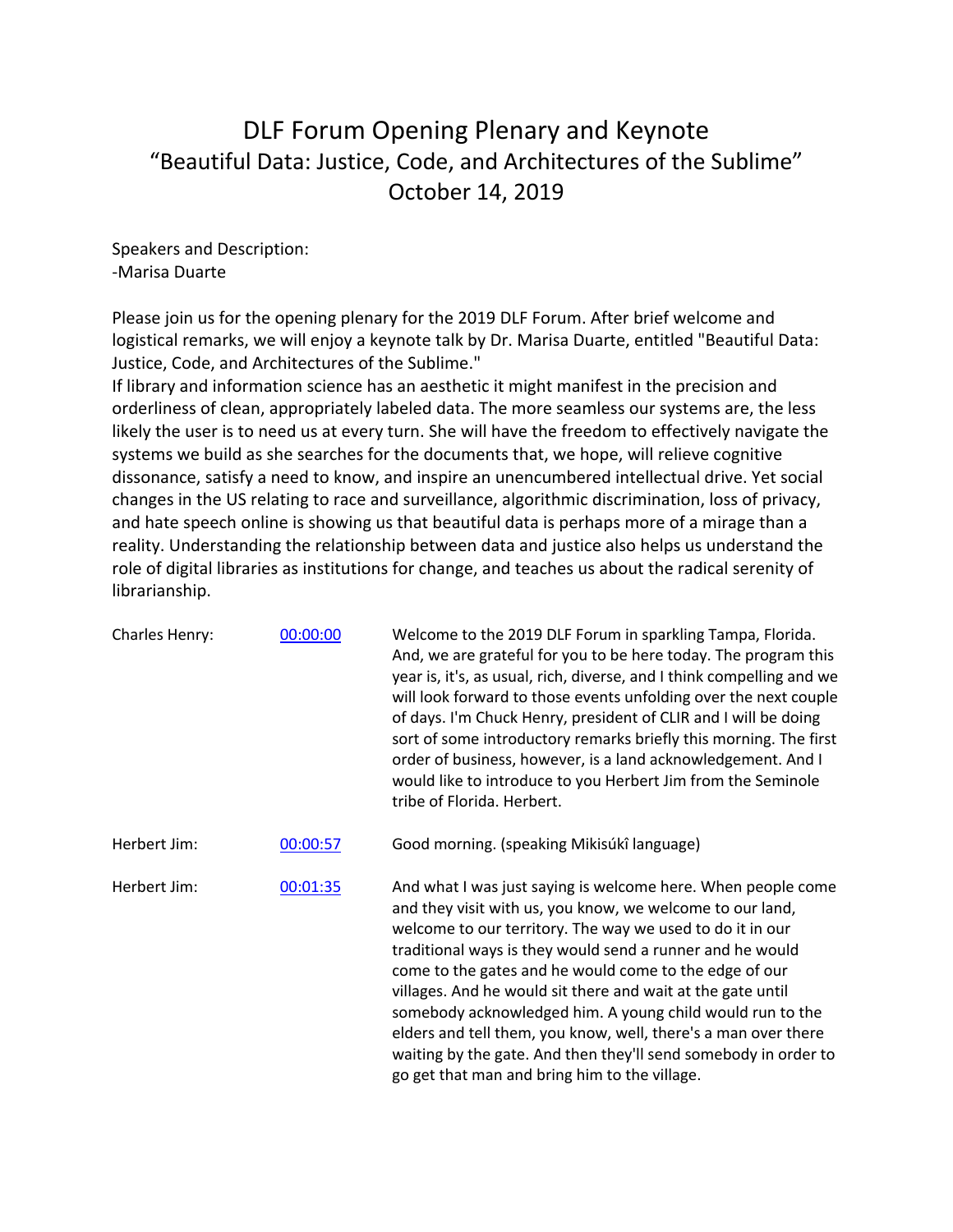# DLF Forum Opening Plenary and Keynote
## "Beautiful Data: Justice, Code, and Architectures of the Sublime"
## October 14, 2019

Speakers and Description:
-Marisa Duarte

Please join us for the opening plenary for the 2019 DLF Forum. After brief welcome and logistical remarks, we will enjoy a keynote talk by Dr. Marisa Duarte, entitled "Beautiful Data: Justice, Code, and Architectures of the Sublime."
If library and information science has an aesthetic it might manifest in the precision and orderliness of clean, appropriately labeled data. The more seamless our systems are, the less likely the user is to need us at every turn. She will have the freedom to effectively navigate the systems we build as she searches for the documents that, we hope, will relieve cognitive dissonance, satisfy a need to know, and inspire an unencumbered intellectual drive. Yet social changes in the US relating to race and surveillance, algorithmic discrimination, loss of privacy, and hate speech online is showing us that beautiful data is perhaps more of a mirage than a reality. Understanding the relationship between data and justice also helps us understand the role of digital libraries as institutions for change, and teaches us about the radical serenity of librarianship.

| | | |
|---|---|---|
| Charles Henry: | 00:00:00 | Welcome to the 2019 DLF Forum in sparkling Tampa, Florida. And, we are grateful for you to be here today. The program this year is, it's, as usual, rich, diverse, and I think compelling and we will look forward to those events unfolding over the next couple of days. I'm Chuck Henry, president of CLIR and I will be doing sort of some introductory remarks briefly this morning. The first order of business, however, is a land acknowledgement. And I would like to introduce to you Herbert Jim from the Seminole tribe of Florida. Herbert. |
| Herbert Jim: | 00:00:57 | Good morning. (speaking Mikisúkî language) |
| Herbert Jim: | 00:01:35 | And what I was just saying is welcome here. When people come and they visit with us, you know, we welcome to our land, welcome to our territory. The way we used to do it in our traditional ways is they would send a runner and he would come to the gates and he would come to the edge of our villages. And he would sit there and wait at the gate until somebody acknowledged him. A young child would run to the elders and tell them, you know, well, there's a man over there waiting by the gate. And then they'll send somebody in order to go get that man and bring him to the village. |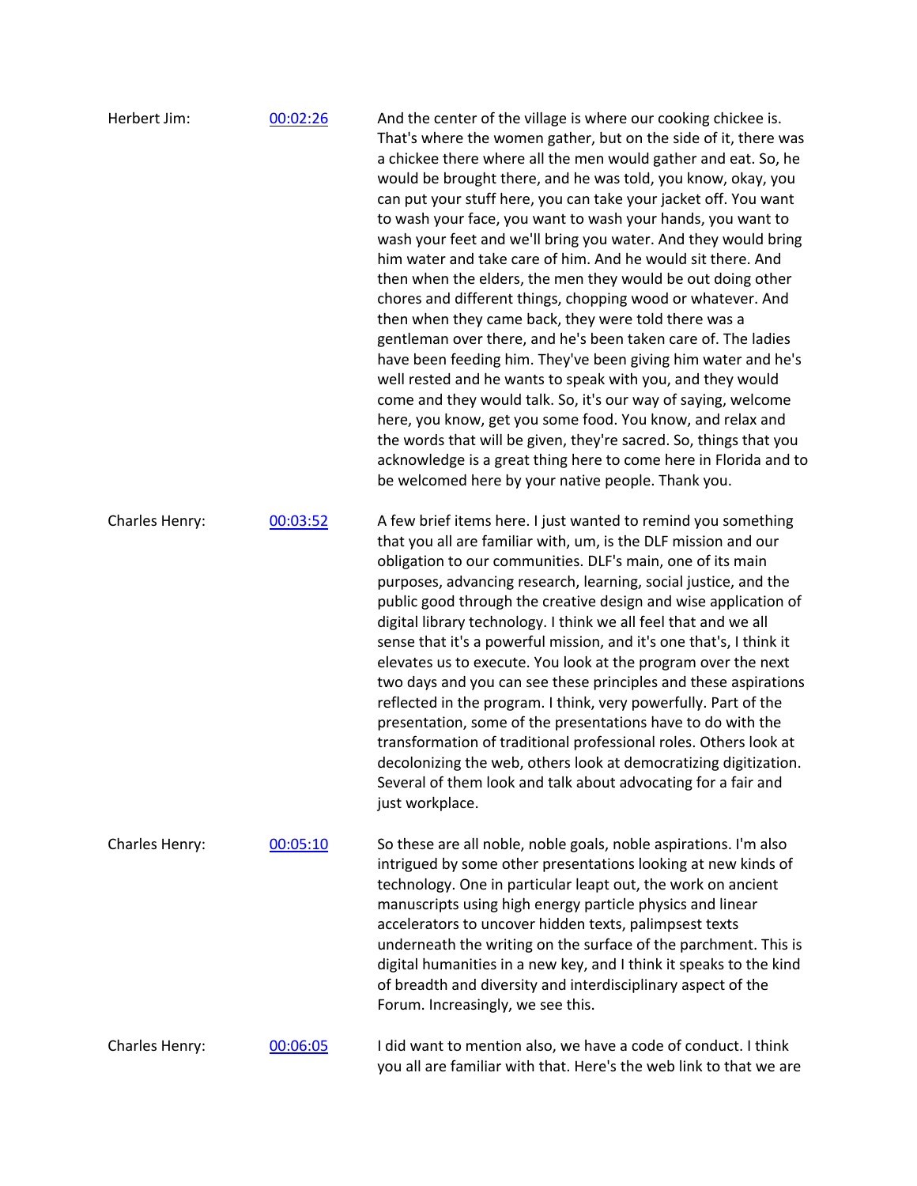Herbert Jim: [00:02:26]

And the center of the village is where our cooking chickee is. That's where the women gather, but on the side of it, there was a chickee there where all the men would gather and eat. So, he would be brought there, and he was told, you know, okay, you can put your stuff here, you can take your jacket off. You want to wash your face, you want to wash your hands, you want to wash your feet and we'll bring you water. And they would bring him water and take care of him. And he would sit there. And then when the elders, the men they would be out doing other chores and different things, chopping wood or whatever. And then when they came back, they were told there was a gentleman over there, and he's been taken care of. The ladies have been feeding him. They've been giving him water and he's well rested and he wants to speak with you, and they would come and they would talk. So, it's our way of saying, welcome here, you know, get you some food. You know, and relax and the words that will be given, they're sacred. So, things that you acknowledge is a great thing here to come here in Florida and to be welcomed here by your native people. Thank you.

Charles Henry: [00:03:52]

A few brief items here. I just wanted to remind you something that you all are familiar with, um, is the DLF mission and our obligation to our communities. DLF's main, one of its main purposes, advancing research, learning, social justice, and the public good through the creative design and wise application of digital library technology. I think we all feel that and we all sense that it's a powerful mission, and it's one that's, I think it elevates us to execute. You look at the program over the next two days and you can see these principles and these aspirations reflected in the program. I think, very powerfully. Part of the presentation, some of the presentations have to do with the transformation of traditional professional roles. Others look at decolonizing the web, others look at democratizing digitization. Several of them look and talk about advocating for a fair and just workplace.

Charles Henry: [00:05:10]

So these are all noble, noble goals, noble aspirations. I'm also intrigued by some other presentations looking at new kinds of technology. One in particular leapt out, the work on ancient manuscripts using high energy particle physics and linear accelerators to uncover hidden texts, palimpsest texts underneath the writing on the surface of the parchment. This is digital humanities in a new key, and I think it speaks to the kind of breadth and diversity and interdisciplinary aspect of the Forum. Increasingly, we see this.

Charles Henry: [00:06:05]

I did want to mention also, we have a code of conduct. I think you all are familiar with that. Here's the web link to that we are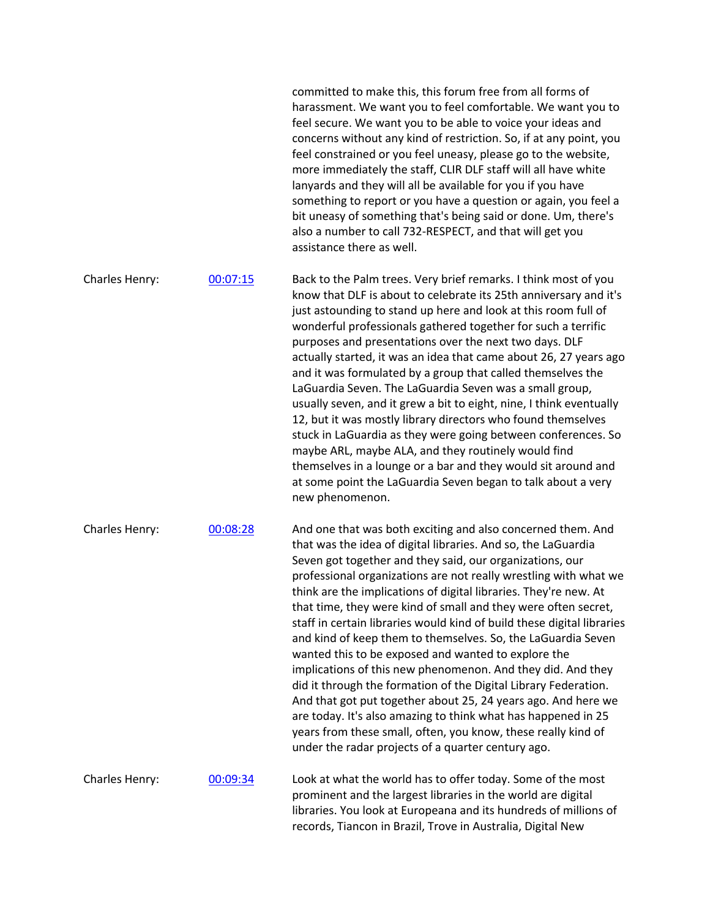committed to make this, this forum free from all forms of harassment. We want you to feel comfortable. We want you to feel secure. We want you to be able to voice your ideas and concerns without any kind of restriction. So, if at any point, you feel constrained or you feel uneasy, please go to the website, more immediately the staff, CLIR DLF staff will all have white lanyards and they will all be available for you if you have something to report or you have a question or again, you feel a bit uneasy of something that's being said or done. Um, there's also a number to call 732-RESPECT, and that will get you assistance there as well.

Charles Henry: [00:07:15]

Back to the Palm trees. Very brief remarks. I think most of you know that DLF is about to celebrate its 25th anniversary and it's just astounding to stand up here and look at this room full of wonderful professionals gathered together for such a terrific purposes and presentations over the next two days. DLF actually started, it was an idea that came about 26, 27 years ago and it was formulated by a group that called themselves the LaGuardia Seven. The LaGuardia Seven was a small group, usually seven, and it grew a bit to eight, nine, I think eventually 12, but it was mostly library directors who found themselves stuck in LaGuardia as they were going between conferences. So maybe ARL, maybe ALA, and they routinely would find themselves in a lounge or a bar and they would sit around and at some point the LaGuardia Seven began to talk about a very new phenomenon.

Charles Henry: [00:08:28]

And one that was both exciting and also concerned them. And that was the idea of digital libraries. And so, the LaGuardia Seven got together and they said, our organizations, our professional organizations are not really wrestling with what we think are the implications of digital libraries. They're new. At that time, they were kind of small and they were often secret, staff in certain libraries would kind of build these digital libraries and kind of keep them to themselves. So, the LaGuardia Seven wanted this to be exposed and wanted to explore the implications of this new phenomenon. And they did. And they did it through the formation of the Digital Library Federation. And that got put together about 25, 24 years ago. And here we are today. It's also amazing to think what has happened in 25 years from these small, often, you know, these really kind of under the radar projects of a quarter century ago.

Charles Henry: [00:09:34]

Look at what the world has to offer today. Some of the most prominent and the largest libraries in the world are digital libraries. You look at Europeana and its hundreds of millions of records, Tiancon in Brazil, Trove in Australia, Digital New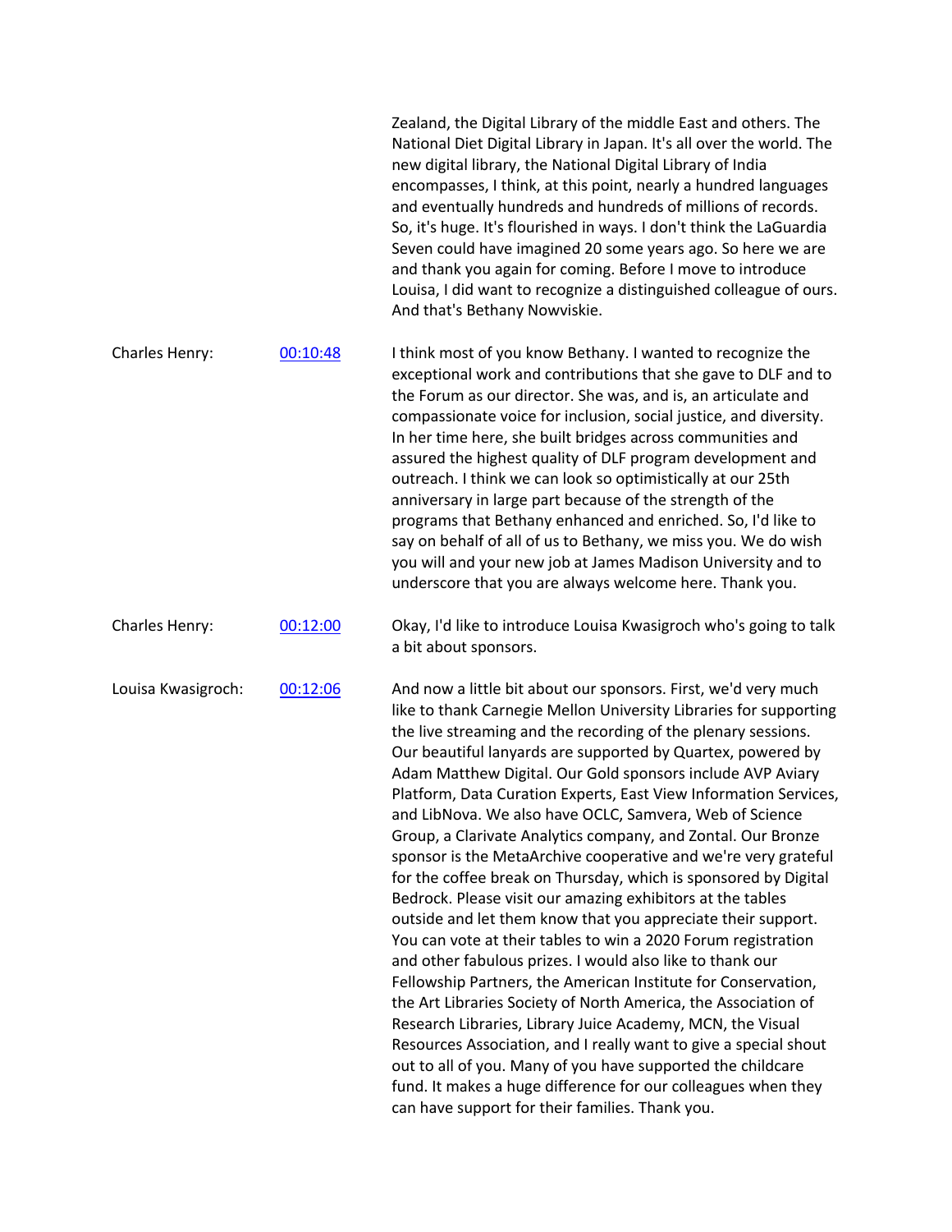Zealand, the Digital Library of the middle East and others. The National Diet Digital Library in Japan. It's all over the world. The new digital library, the National Digital Library of India encompasses, I think, at this point, nearly a hundred languages and eventually hundreds and hundreds of millions of records. So, it's huge. It's flourished in ways. I don't think the LaGuardia Seven could have imagined 20 some years ago. So here we are and thank you again for coming. Before I move to introduce Louisa, I did want to recognize a distinguished colleague of ours. And that's Bethany Nowviskie.

Charles Henry: [00:10:48] I think most of you know Bethany. I wanted to recognize the exceptional work and contributions that she gave to DLF and to the Forum as our director. She was, and is, an articulate and compassionate voice for inclusion, social justice, and diversity. In her time here, she built bridges across communities and assured the highest quality of DLF program development and outreach. I think we can look so optimistically at our 25th anniversary in large part because of the strength of the programs that Bethany enhanced and enriched. So, I'd like to say on behalf of all of us to Bethany, we miss you. We do wish you will and your new job at James Madison University and to underscore that you are always welcome here. Thank you.

Charles Henry: [00:12:00] Okay, I'd like to introduce Louisa Kwasigroch who's going to talk a bit about sponsors.

Louisa Kwasigroch: [00:12:06] And now a little bit about our sponsors. First, we'd very much like to thank Carnegie Mellon University Libraries for supporting the live streaming and the recording of the plenary sessions. Our beautiful lanyards are supported by Quartex, powered by Adam Matthew Digital. Our Gold sponsors include AVP Aviary Platform, Data Curation Experts, East View Information Services, and LibNova. We also have OCLC, Samvera, Web of Science Group, a Clarivate Analytics company, and Zontal. Our Bronze sponsor is the MetaArchive cooperative and we're very grateful for the coffee break on Thursday, which is sponsored by Digital Bedrock. Please visit our amazing exhibitors at the tables outside and let them know that you appreciate their support. You can vote at their tables to win a 2020 Forum registration and other fabulous prizes. I would also like to thank our Fellowship Partners, the American Institute for Conservation, the Art Libraries Society of North America, the Association of Research Libraries, Library Juice Academy, MCN, the Visual Resources Association, and I really want to give a special shout out to all of you. Many of you have supported the childcare fund. It makes a huge difference for our colleagues when they can have support for their families. Thank you.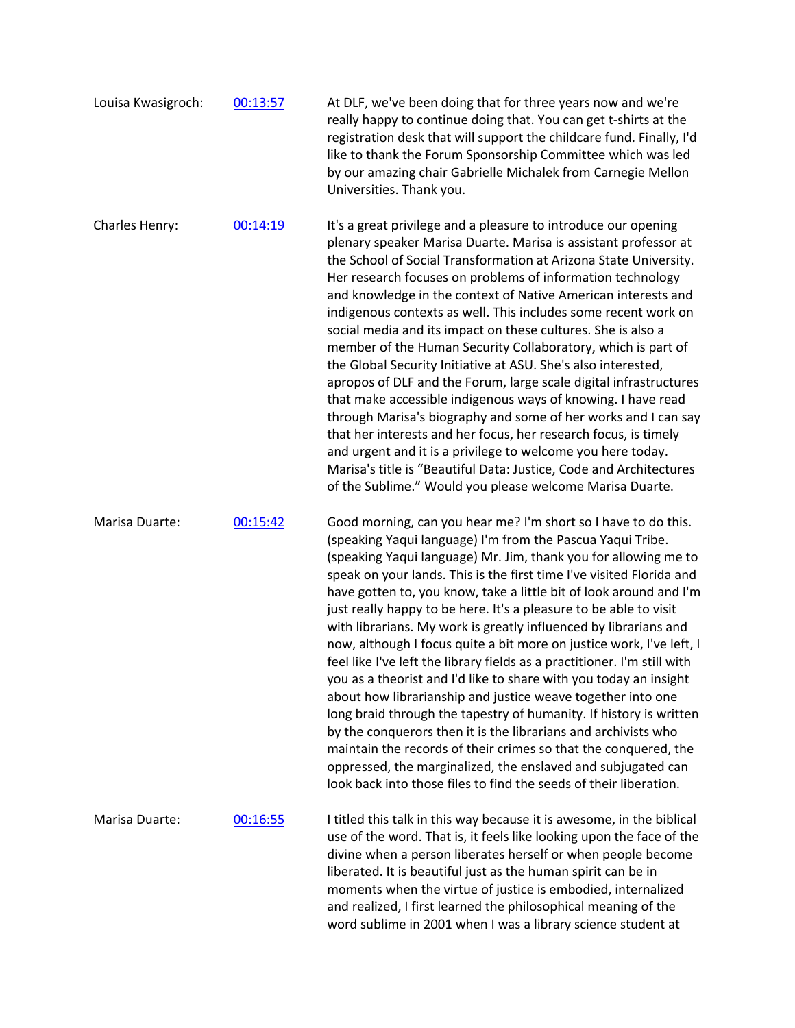Louisa Kwasigroch: [00:13:57]

At DLF, we've been doing that for three years now and we're really happy to continue doing that. You can get t-shirts at the registration desk that will support the childcare fund. Finally, I'd like to thank the Forum Sponsorship Committee which was led by our amazing chair Gabrielle Michalek from Carnegie Mellon Universities. Thank you.

Charles Henry: [00:14:19]

It's a great privilege and a pleasure to introduce our opening plenary speaker Marisa Duarte. Marisa is assistant professor at the School of Social Transformation at Arizona State University. Her research focuses on problems of information technology and knowledge in the context of Native American interests and indigenous contexts as well. This includes some recent work on social media and its impact on these cultures. She is also a member of the Human Security Collaboratory, which is part of the Global Security Initiative at ASU. She's also interested, apropos of DLF and the Forum, large scale digital infrastructures that make accessible indigenous ways of knowing. I have read through Marisa's biography and some of her works and I can say that her interests and her focus, her research focus, is timely and urgent and it is a privilege to welcome you here today. Marisa's title is "Beautiful Data: Justice, Code and Architectures of the Sublime." Would you please welcome Marisa Duarte.

Marisa Duarte: [00:15:42]

Good morning, can you hear me? I'm short so I have to do this. (speaking Yaqui language) I'm from the Pascua Yaqui Tribe. (speaking Yaqui language) Mr. Jim, thank you for allowing me to speak on your lands. This is the first time I've visited Florida and have gotten to, you know, take a little bit of look around and I'm just really happy to be here. It's a pleasure to be able to visit with librarians. My work is greatly influenced by librarians and now, although I focus quite a bit more on justice work, I've left, I feel like I've left the library fields as a practitioner. I'm still with you as a theorist and I'd like to share with you today an insight about how librarianship and justice weave together into one long braid through the tapestry of humanity. If history is written by the conquerors then it is the librarians and archivists who maintain the records of their crimes so that the conquered, the oppressed, the marginalized, the enslaved and subjugated can look back into those files to find the seeds of their liberation.

Marisa Duarte: [00:16:55]

I titled this talk in this way because it is awesome, in the biblical use of the word. That is, it feels like looking upon the face of the divine when a person liberates herself or when people become liberated. It is beautiful just as the human spirit can be in moments when the virtue of justice is embodied, internalized and realized, I first learned the philosophical meaning of the word sublime in 2001 when I was a library science student at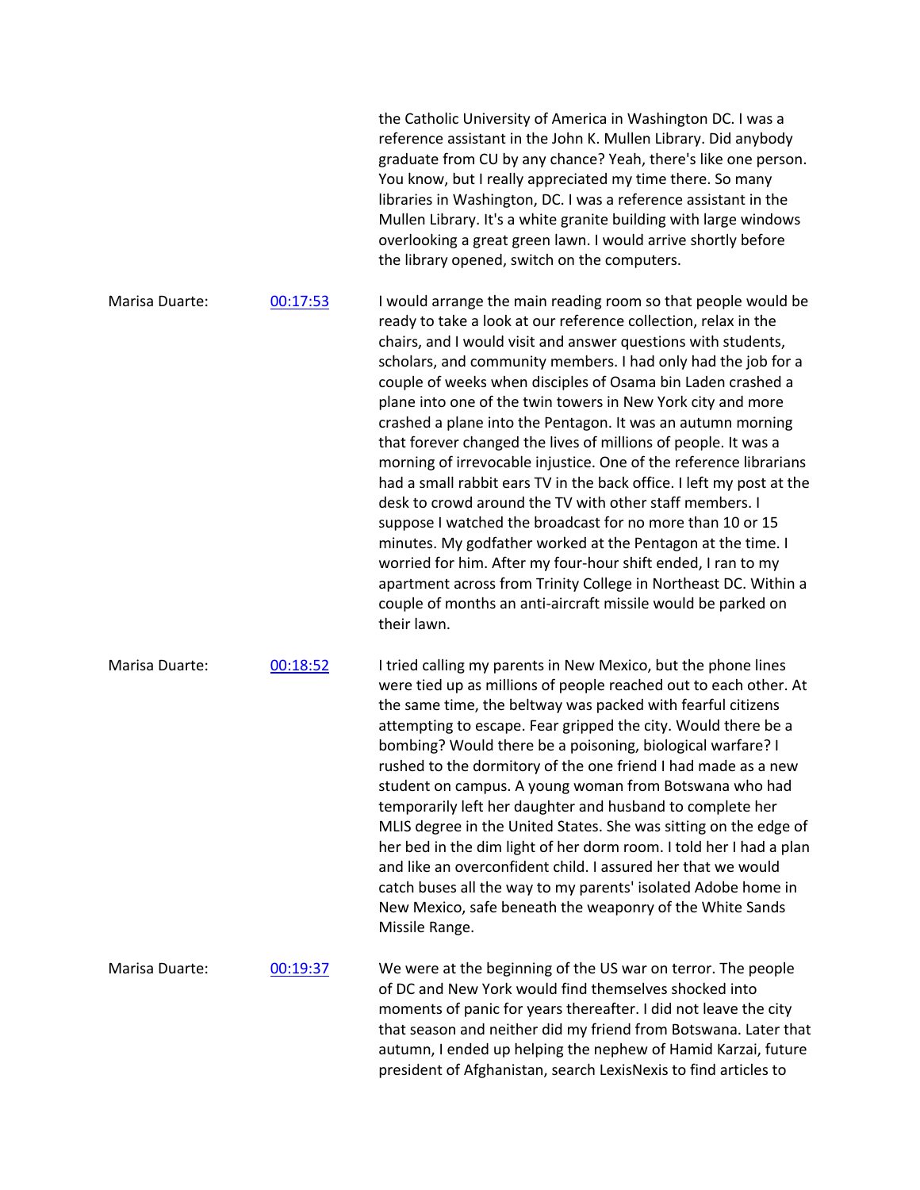the Catholic University of America in Washington DC. I was a reference assistant in the John K. Mullen Library. Did anybody graduate from CU by any chance? Yeah, there's like one person. You know, but I really appreciated my time there. So many libraries in Washington, DC. I was a reference assistant in the Mullen Library. It's a white granite building with large windows overlooking a great green lawn. I would arrive shortly before the library opened, switch on the computers.

Marisa Duarte: [00:17:53] I would arrange the main reading room so that people would be ready to take a look at our reference collection, relax in the chairs, and I would visit and answer questions with students, scholars, and community members. I had only had the job for a couple of weeks when disciples of Osama bin Laden crashed a plane into one of the twin towers in New York city and more crashed a plane into the Pentagon. It was an autumn morning that forever changed the lives of millions of people. It was a morning of irrevocable injustice. One of the reference librarians had a small rabbit ears TV in the back office. I left my post at the desk to crowd around the TV with other staff members. I suppose I watched the broadcast for no more than 10 or 15 minutes. My godfather worked at the Pentagon at the time. I worried for him. After my four-hour shift ended, I ran to my apartment across from Trinity College in Northeast DC. Within a couple of months an anti-aircraft missile would be parked on their lawn.

Marisa Duarte: [00:18:52] I tried calling my parents in New Mexico, but the phone lines were tied up as millions of people reached out to each other. At the same time, the beltway was packed with fearful citizens attempting to escape. Fear gripped the city. Would there be a bombing? Would there be a poisoning, biological warfare? I rushed to the dormitory of the one friend I had made as a new student on campus. A young woman from Botswana who had temporarily left her daughter and husband to complete her MLIS degree in the United States. She was sitting on the edge of her bed in the dim light of her dorm room. I told her I had a plan and like an overconfident child. I assured her that we would catch buses all the way to my parents' isolated Adobe home in New Mexico, safe beneath the weaponry of the White Sands Missile Range.

Marisa Duarte: [00:19:37] We were at the beginning of the US war on terror. The people of DC and New York would find themselves shocked into moments of panic for years thereafter. I did not leave the city that season and neither did my friend from Botswana. Later that autumn, I ended up helping the nephew of Hamid Karzai, future president of Afghanistan, search LexisNexis to find articles to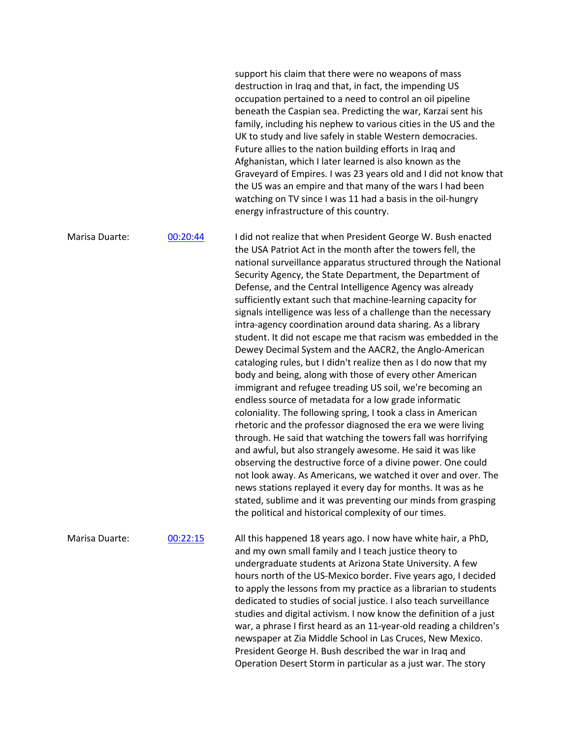support his claim that there were no weapons of mass destruction in Iraq and that, in fact, the impending US occupation pertained to a need to control an oil pipeline beneath the Caspian sea. Predicting the war, Karzai sent his family, including his nephew to various cities in the US and the UK to study and live safely in stable Western democracies. Future allies to the nation building efforts in Iraq and Afghanistan, which I later learned is also known as the Graveyard of Empires. I was 23 years old and I did not know that the US was an empire and that many of the wars I had been watching on TV since I was 11 had a basis in the oil-hungry energy infrastructure of this country.

Marisa Duarte: 00:20:44

I did not realize that when President George W. Bush enacted the USA Patriot Act in the month after the towers fell, the national surveillance apparatus structured through the National Security Agency, the State Department, the Department of Defense, and the Central Intelligence Agency was already sufficiently extant such that machine-learning capacity for signals intelligence was less of a challenge than the necessary intra-agency coordination around data sharing. As a library student. It did not escape me that racism was embedded in the Dewey Decimal System and the AACR2, the Anglo-American cataloging rules, but I didn't realize then as I do now that my body and being, along with those of every other American immigrant and refugee treading US soil, we're becoming an endless source of metadata for a low grade informatic coloniality. The following spring, I took a class in American rhetoric and the professor diagnosed the era we were living through. He said that watching the towers fall was horrifying and awful, but also strangely awesome. He said it was like observing the destructive force of a divine power. One could not look away. As Americans, we watched it over and over. The news stations replayed it every day for months. It was as he stated, sublime and it was preventing our minds from grasping the political and historical complexity of our times.

Marisa Duarte: 00:22:15

All this happened 18 years ago. I now have white hair, a PhD, and my own small family and I teach justice theory to undergraduate students at Arizona State University. A few hours north of the US-Mexico border. Five years ago, I decided to apply the lessons from my practice as a librarian to students dedicated to studies of social justice. I also teach surveillance studies and digital activism. I now know the definition of a just war, a phrase I first heard as an 11-year-old reading a children's newspaper at Zia Middle School in Las Cruces, New Mexico. President George H. Bush described the war in Iraq and Operation Desert Storm in particular as a just war. The story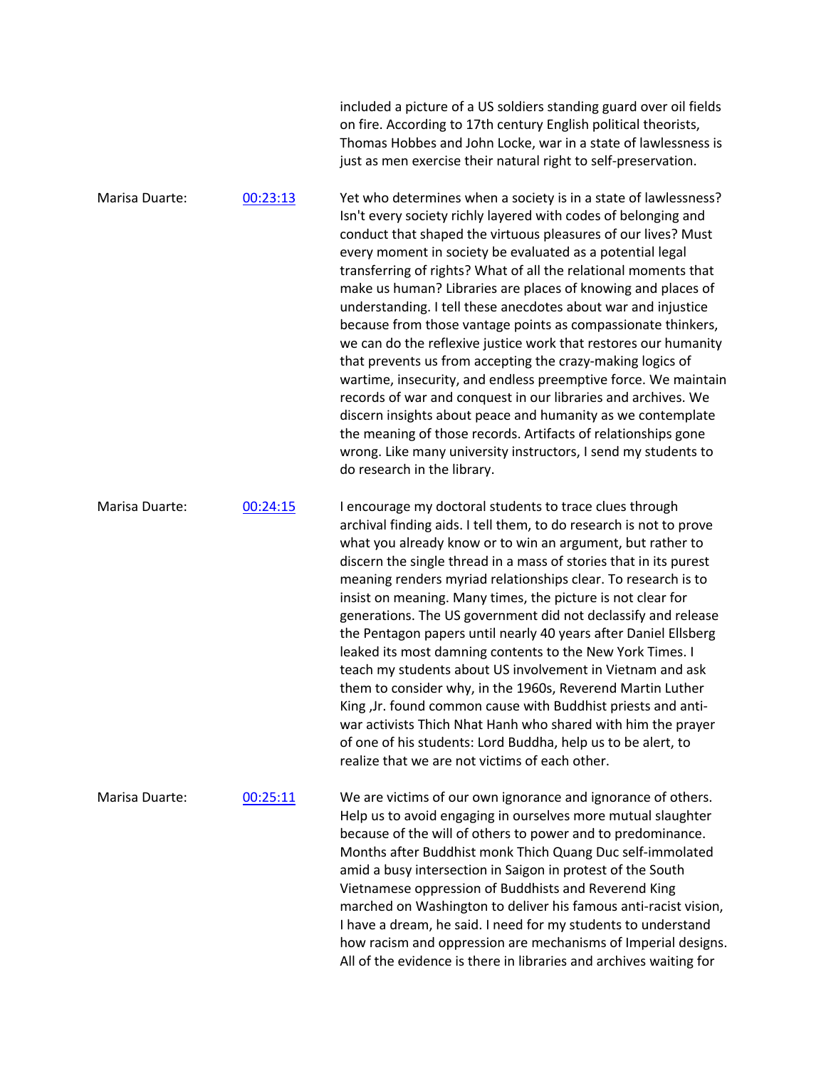included a picture of a US soldiers standing guard over oil fields on fire. According to 17th century English political theorists, Thomas Hobbes and John Locke, war in a state of lawlessness is just as men exercise their natural right to self-preservation.

Marisa Duarte: [00:23:13]

Yet who determines when a society is in a state of lawlessness? Isn't every society richly layered with codes of belonging and conduct that shaped the virtuous pleasures of our lives? Must every moment in society be evaluated as a potential legal transferring of rights? What of all the relational moments that make us human? Libraries are places of knowing and places of understanding. I tell these anecdotes about war and injustice because from those vantage points as compassionate thinkers, we can do the reflexive justice work that restores our humanity that prevents us from accepting the crazy-making logics of wartime, insecurity, and endless preemptive force. We maintain records of war and conquest in our libraries and archives. We discern insights about peace and humanity as we contemplate the meaning of those records. Artifacts of relationships gone wrong. Like many university instructors, I send my students to do research in the library.

Marisa Duarte: [00:24:15]

I encourage my doctoral students to trace clues through archival finding aids. I tell them, to do research is not to prove what you already know or to win an argument, but rather to discern the single thread in a mass of stories that in its purest meaning renders myriad relationships clear. To research is to insist on meaning. Many times, the picture is not clear for generations. The US government did not declassify and release the Pentagon papers until nearly 40 years after Daniel Ellsberg leaked its most damning contents to the New York Times. I teach my students about US involvement in Vietnam and ask them to consider why, in the 1960s, Reverend Martin Luther King ,Jr. found common cause with Buddhist priests and anti-war activists Thich Nhat Hanh who shared with him the prayer of one of his students: Lord Buddha, help us to be alert, to realize that we are not victims of each other.

Marisa Duarte: [00:25:11]

We are victims of our own ignorance and ignorance of others. Help us to avoid engaging in ourselves more mutual slaughter because of the will of others to power and to predominance. Months after Buddhist monk Thich Quang Duc self-immolated amid a busy intersection in Saigon in protest of the South Vietnamese oppression of Buddhists and Reverend King marched on Washington to deliver his famous anti-racist vision, I have a dream, he said. I need for my students to understand how racism and oppression are mechanisms of Imperial designs. All of the evidence is there in libraries and archives waiting for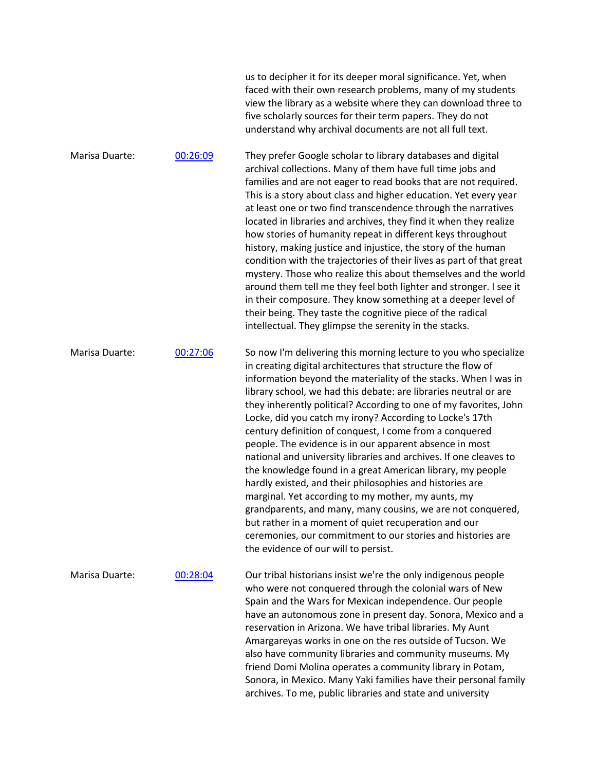us to decipher it for its deeper moral significance. Yet, when faced with their own research problems, many of my students view the library as a website where they can download three to five scholarly sources for their term papers. They do not understand why archival documents are not all full text.

Marisa Duarte: [00:26:09] They prefer Google scholar to library databases and digital archival collections. Many of them have full time jobs and families and are not eager to read books that are not required. This is a story about class and higher education. Yet every year at least one or two find transcendence through the narratives located in libraries and archives, they find it when they realize how stories of humanity repeat in different keys throughout history, making justice and injustice, the story of the human condition with the trajectories of their lives as part of that great mystery. Those who realize this about themselves and the world around them tell me they feel both lighter and stronger. I see it in their composure. They know something at a deeper level of their being. They taste the cognitive piece of the radical intellectual. They glimpse the serenity in the stacks.

Marisa Duarte: [00:27:06] So now I'm delivering this morning lecture to you who specialize in creating digital architectures that structure the flow of information beyond the materiality of the stacks. When I was in library school, we had this debate: are libraries neutral or are they inherently political? According to one of my favorites, John Locke, did you catch my irony? According to Locke's 17th century definition of conquest, I come from a conquered people. The evidence is in our apparent absence in most national and university libraries and archives. If one cleaves to the knowledge found in a great American library, my people hardly existed, and their philosophies and histories are marginal. Yet according to my mother, my aunts, my grandparents, and many, many cousins, we are not conquered, but rather in a moment of quiet recuperation and our ceremonies, our commitment to our stories and histories are the evidence of our will to persist.

Marisa Duarte: [00:28:04] Our tribal historians insist we're the only indigenous people who were not conquered through the colonial wars of New Spain and the Wars for Mexican independence. Our people have an autonomous zone in present day. Sonora, Mexico and a reservation in Arizona. We have tribal libraries. My Aunt Amargareyas works in one on the res outside of Tucson. We also have community libraries and community museums. My friend Domi Molina operates a community library in Potam, Sonora, in Mexico. Many Yaki families have their personal family archives. To me, public libraries and state and university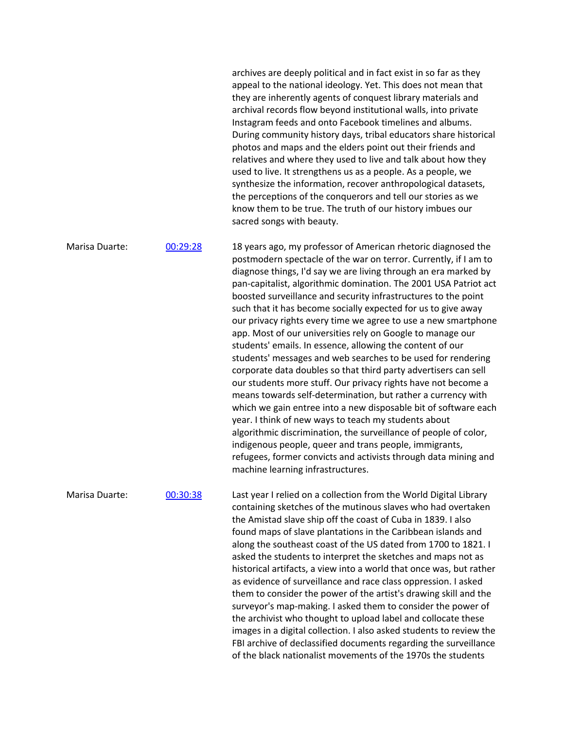archives are deeply political and in fact exist in so far as they appeal to the national ideology. Yet. This does not mean that they are inherently agents of conquest library materials and archival records flow beyond institutional walls, into private Instagram feeds and onto Facebook timelines and albums. During community history days, tribal educators share historical photos and maps and the elders point out their friends and relatives and where they used to live and talk about how they used to live. It strengthens us as a people. As a people, we synthesize the information, recover anthropological datasets, the perceptions of the conquerors and tell our stories as we know them to be true. The truth of our history imbues our sacred songs with beauty.

Marisa Duarte: [00:29:28](#)

18 years ago, my professor of American rhetoric diagnosed the postmodern spectacle of the war on terror. Currently, if I am to diagnose things, I'd say we are living through an era marked by pan-capitalist, algorithmic domination. The 2001 USA Patriot act boosted surveillance and security infrastructures to the point such that it has become socially expected for us to give away our privacy rights every time we agree to use a new smartphone app. Most of our universities rely on Google to manage our students' emails. In essence, allowing the content of our students' messages and web searches to be used for rendering corporate data doubles so that third party advertisers can sell our students more stuff. Our privacy rights have not become a means towards self-determination, but rather a currency with which we gain entree into a new disposable bit of software each year. I think of new ways to teach my students about algorithmic discrimination, the surveillance of people of color, indigenous people, queer and trans people, immigrants, refugees, former convicts and activists through data mining and machine learning infrastructures.

Marisa Duarte: [00:30:38](#)

Last year I relied on a collection from the World Digital Library containing sketches of the mutinous slaves who had overtaken the Amistad slave ship off the coast of Cuba in 1839. I also found maps of slave plantations in the Caribbean islands and along the southeast coast of the US dated from 1700 to 1821. I asked the students to interpret the sketches and maps not as historical artifacts, a view into a world that once was, but rather as evidence of surveillance and race class oppression. I asked them to consider the power of the artist's drawing skill and the surveyor's map-making. I asked them to consider the power of the archivist who thought to upload label and collocate these images in a digital collection. I also asked students to review the FBI archive of declassified documents regarding the surveillance of the black nationalist movements of the 1970s the students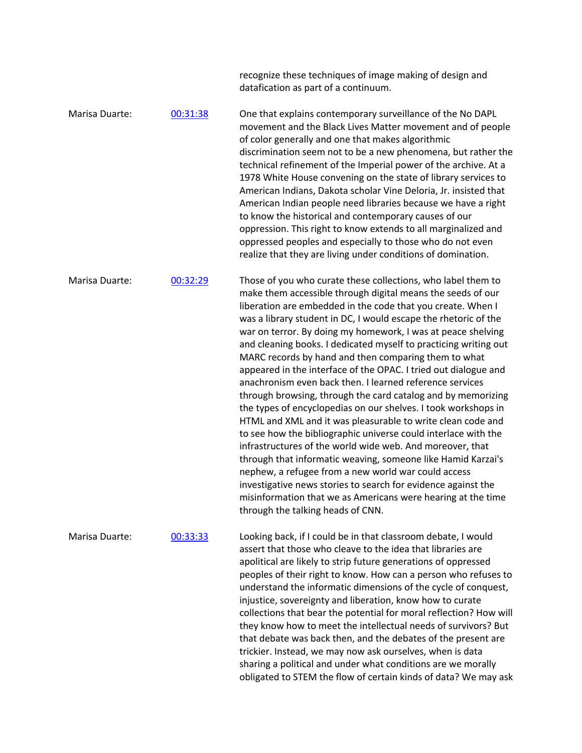recognize these techniques of image making of design and datafication as part of a continuum.

Marisa Duarte: 00:31:38

One that explains contemporary surveillance of the No DAPL movement and the Black Lives Matter movement and of people of color generally and one that makes algorithmic discrimination seem not to be a new phenomena, but rather the technical refinement of the Imperial power of the archive. At a 1978 White House convening on the state of library services to American Indians, Dakota scholar Vine Deloria, Jr. insisted that American Indian people need libraries because we have a right to know the historical and contemporary causes of our oppression. This right to know extends to all marginalized and oppressed peoples and especially to those who do not even realize that they are living under conditions of domination.

Marisa Duarte: 00:32:29

Those of you who curate these collections, who label them to make them accessible through digital means the seeds of our liberation are embedded in the code that you create. When I was a library student in DC, I would escape the rhetoric of the war on terror. By doing my homework, I was at peace shelving and cleaning books. I dedicated myself to practicing writing out MARC records by hand and then comparing them to what appeared in the interface of the OPAC. I tried out dialogue and anachronism even back then. I learned reference services through browsing, through the card catalog and by memorizing the types of encyclopedias on our shelves. I took workshops in HTML and XML and it was pleasurable to write clean code and to see how the bibliographic universe could interlace with the infrastructures of the world wide web. And moreover, that through that informatic weaving, someone like Hamid Karzai's nephew, a refugee from a new world war could access investigative news stories to search for evidence against the misinformation that we as Americans were hearing at the time through the talking heads of CNN.

Marisa Duarte: 00:33:33

Looking back, if I could be in that classroom debate, I would assert that those who cleave to the idea that libraries are apolitical are likely to strip future generations of oppressed peoples of their right to know. How can a person who refuses to understand the informatic dimensions of the cycle of conquest, injustice, sovereignty and liberation, know how to curate collections that bear the potential for moral reflection? How will they know how to meet the intellectual needs of survivors? But that debate was back then, and the debates of the present are trickier. Instead, we may now ask ourselves, when is data sharing a political and under what conditions are we morally obligated to STEM the flow of certain kinds of data? We may ask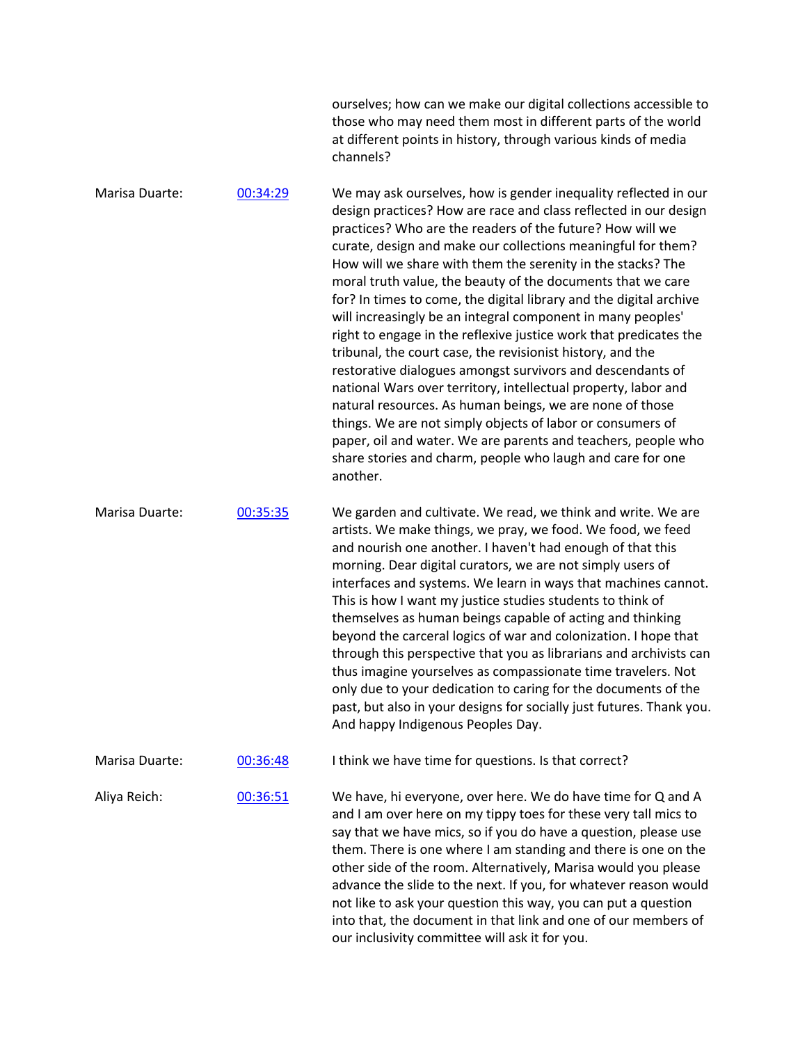ourselves; how can we make our digital collections accessible to those who may need them most in different parts of the world at different points in history, through various kinds of media channels?

Marisa Duarte: [00:34:29] We may ask ourselves, how is gender inequality reflected in our design practices? How are race and class reflected in our design practices? Who are the readers of the future? How will we curate, design and make our collections meaningful for them? How will we share with them the serenity in the stacks? The moral truth value, the beauty of the documents that we care for? In times to come, the digital library and the digital archive will increasingly be an integral component in many peoples' right to engage in the reflexive justice work that predicates the tribunal, the court case, the revisionist history, and the restorative dialogues amongst survivors and descendants of national Wars over territory, intellectual property, labor and natural resources. As human beings, we are none of those things. We are not simply objects of labor or consumers of paper, oil and water. We are parents and teachers, people who share stories and charm, people who laugh and care for one another.

Marisa Duarte: [00:35:35] We garden and cultivate. We read, we think and write. We are artists. We make things, we pray, we food. We food, we feed and nourish one another. I haven't had enough of that this morning. Dear digital curators, we are not simply users of interfaces and systems. We learn in ways that machines cannot. This is how I want my justice studies students to think of themselves as human beings capable of acting and thinking beyond the carceral logics of war and colonization. I hope that through this perspective that you as librarians and archivists can thus imagine yourselves as compassionate time travelers. Not only due to your dedication to caring for the documents of the past, but also in your designs for socially just futures. Thank you. And happy Indigenous Peoples Day.

Marisa Duarte: [00:36:48] I think we have time for questions. Is that correct?

Aliya Reich: [00:36:51] We have, hi everyone, over here. We do have time for Q and A and I am over here on my tippy toes for these very tall mics to say that we have mics, so if you do have a question, please use them. There is one where I am standing and there is one on the other side of the room. Alternatively, Marisa would you please advance the slide to the next. If you, for whatever reason would not like to ask your question this way, you can put a question into that, the document in that link and one of our members of our inclusivity committee will ask it for you.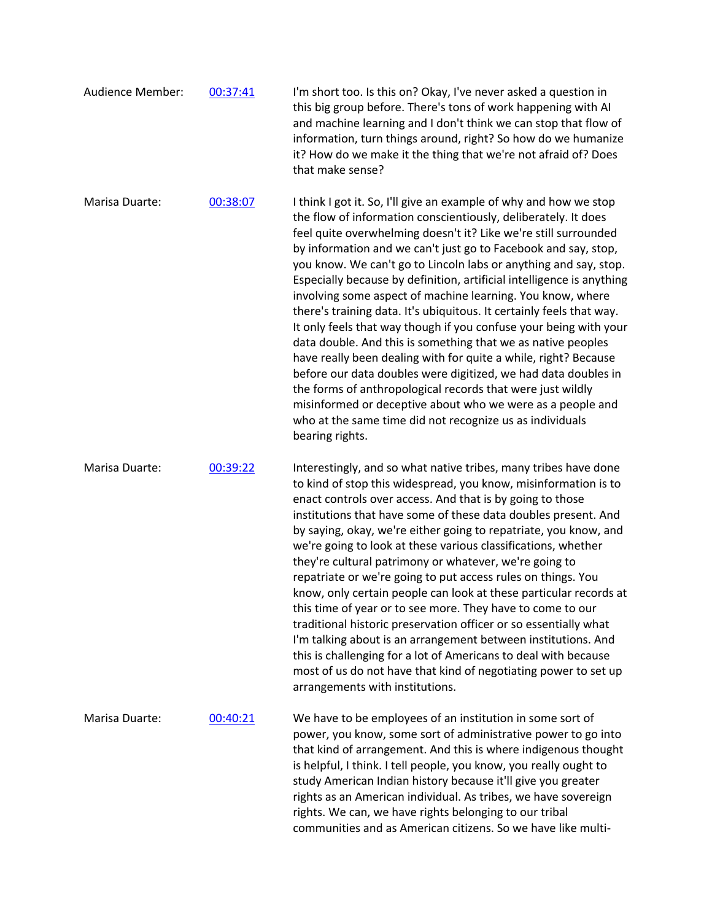Audience Member: [00:37:41](#) I'm short too. Is this on? Okay, I've never asked a question in this big group before. There's tons of work happening with AI and machine learning and I don't think we can stop that flow of information, turn things around, right? So how do we humanize it? How do we make it the thing that we're not afraid of? Does that make sense?

Marisa Duarte: [00:38:07](#) I think I got it. So, I'll give an example of why and how we stop the flow of information conscientiously, deliberately. It does feel quite overwhelming doesn't it? Like we're still surrounded by information and we can't just go to Facebook and say, stop, you know. We can't go to Lincoln labs or anything and say, stop. Especially because by definition, artificial intelligence is anything involving some aspect of machine learning. You know, where there's training data. It's ubiquitous. It certainly feels that way. It only feels that way though if you confuse your being with your data double. And this is something that we as native peoples have really been dealing with for quite a while, right? Because before our data doubles were digitized, we had data doubles in the forms of anthropological records that were just wildly misinformed or deceptive about who we were as a people and who at the same time did not recognize us as individuals bearing rights.

Marisa Duarte: [00:39:22](#) Interestingly, and so what native tribes, many tribes have done to kind of stop this widespread, you know, misinformation is to enact controls over access. And that is by going to those institutions that have some of these data doubles present. And by saying, okay, we're either going to repatriate, you know, and we're going to look at these various classifications, whether they're cultural patrimony or whatever, we're going to repatriate or we're going to put access rules on things. You know, only certain people can look at these particular records at this time of year or to see more. They have to come to our traditional historic preservation officer or so essentially what I'm talking about is an arrangement between institutions. And this is challenging for a lot of Americans to deal with because most of us do not have that kind of negotiating power to set up arrangements with institutions.

Marisa Duarte: [00:40:21](#) We have to be employees of an institution in some sort of power, you know, some sort of administrative power to go into that kind of arrangement. And this is where indigenous thought is helpful, I think. I tell people, you know, you really ought to study American Indian history because it'll give you greater rights as an American individual. As tribes, we have sovereign rights. We can, we have rights belonging to our tribal communities and as American citizens. So we have like multi-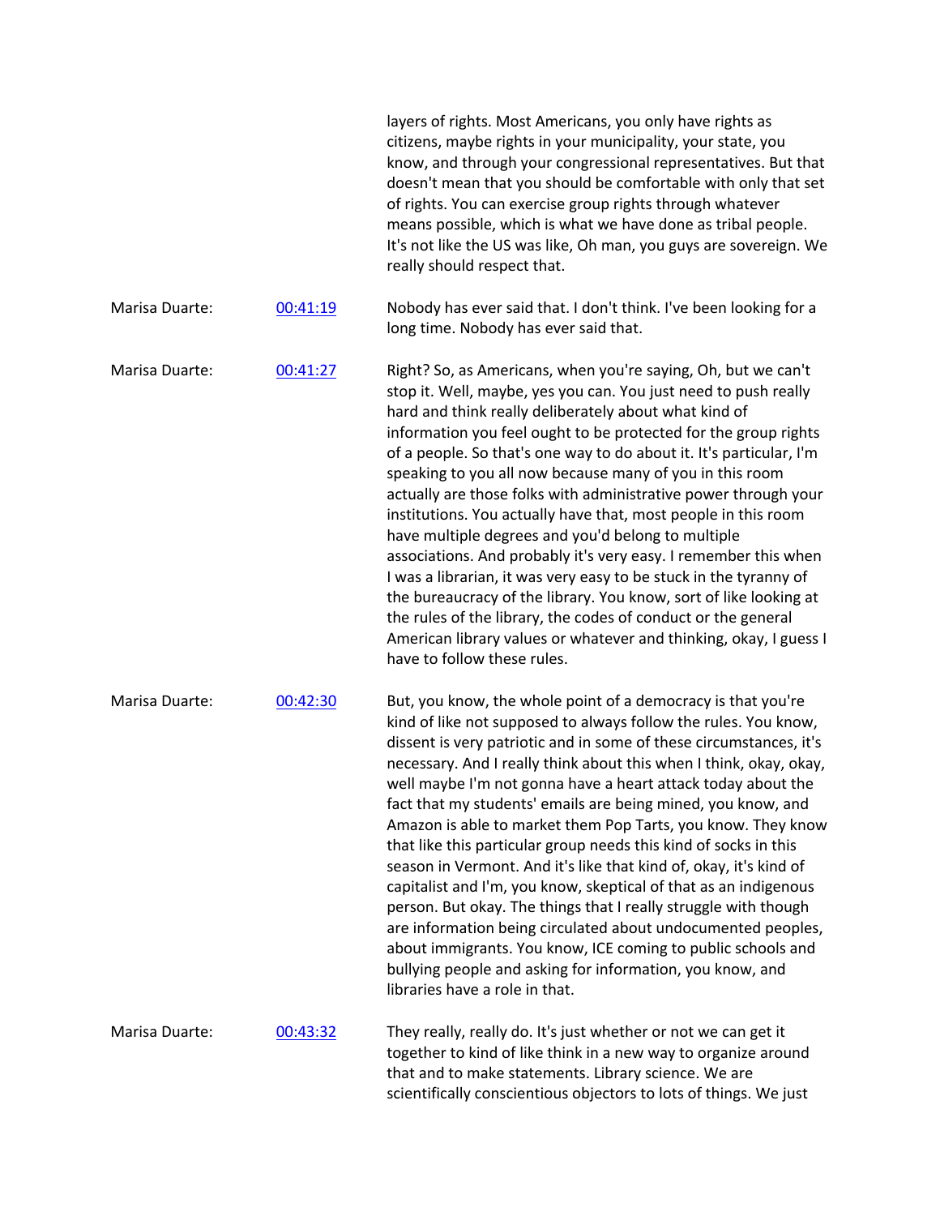layers of rights. Most Americans, you only have rights as citizens, maybe rights in your municipality, your state, you know, and through your congressional representatives. But that doesn't mean that you should be comfortable with only that set of rights. You can exercise group rights through whatever means possible, which is what we have done as tribal people. It's not like the US was like, Oh man, you guys are sovereign. We really should respect that.

Marisa Duarte: [00:41:19] Nobody has ever said that. I don't think. I've been looking for a long time. Nobody has ever said that.

Marisa Duarte: [00:41:27] Right? So, as Americans, when you're saying, Oh, but we can't stop it. Well, maybe, yes you can. You just need to push really hard and think really deliberately about what kind of information you feel ought to be protected for the group rights of a people. So that's one way to do about it. It's particular, I'm speaking to you all now because many of you in this room actually are those folks with administrative power through your institutions. You actually have that, most people in this room have multiple degrees and you'd belong to multiple associations. And probably it's very easy. I remember this when I was a librarian, it was very easy to be stuck in the tyranny of the bureaucracy of the library. You know, sort of like looking at the rules of the library, the codes of conduct or the general American library values or whatever and thinking, okay, I guess I have to follow these rules.

Marisa Duarte: [00:42:30] But, you know, the whole point of a democracy is that you're kind of like not supposed to always follow the rules. You know, dissent is very patriotic and in some of these circumstances, it's necessary. And I really think about this when I think, okay, okay, well maybe I'm not gonna have a heart attack today about the fact that my students' emails are being mined, you know, and Amazon is able to market them Pop Tarts, you know. They know that like this particular group needs this kind of socks in this season in Vermont. And it's like that kind of, okay, it's kind of capitalist and I'm, you know, skeptical of that as an indigenous person. But okay. The things that I really struggle with though are information being circulated about undocumented peoples, about immigrants. You know, ICE coming to public schools and bullying people and asking for information, you know, and libraries have a role in that.

Marisa Duarte: [00:43:32] They really, really do. It's just whether or not we can get it together to kind of like think in a new way to organize around that and to make statements. Library science. We are scientifically conscientious objectors to lots of things. We just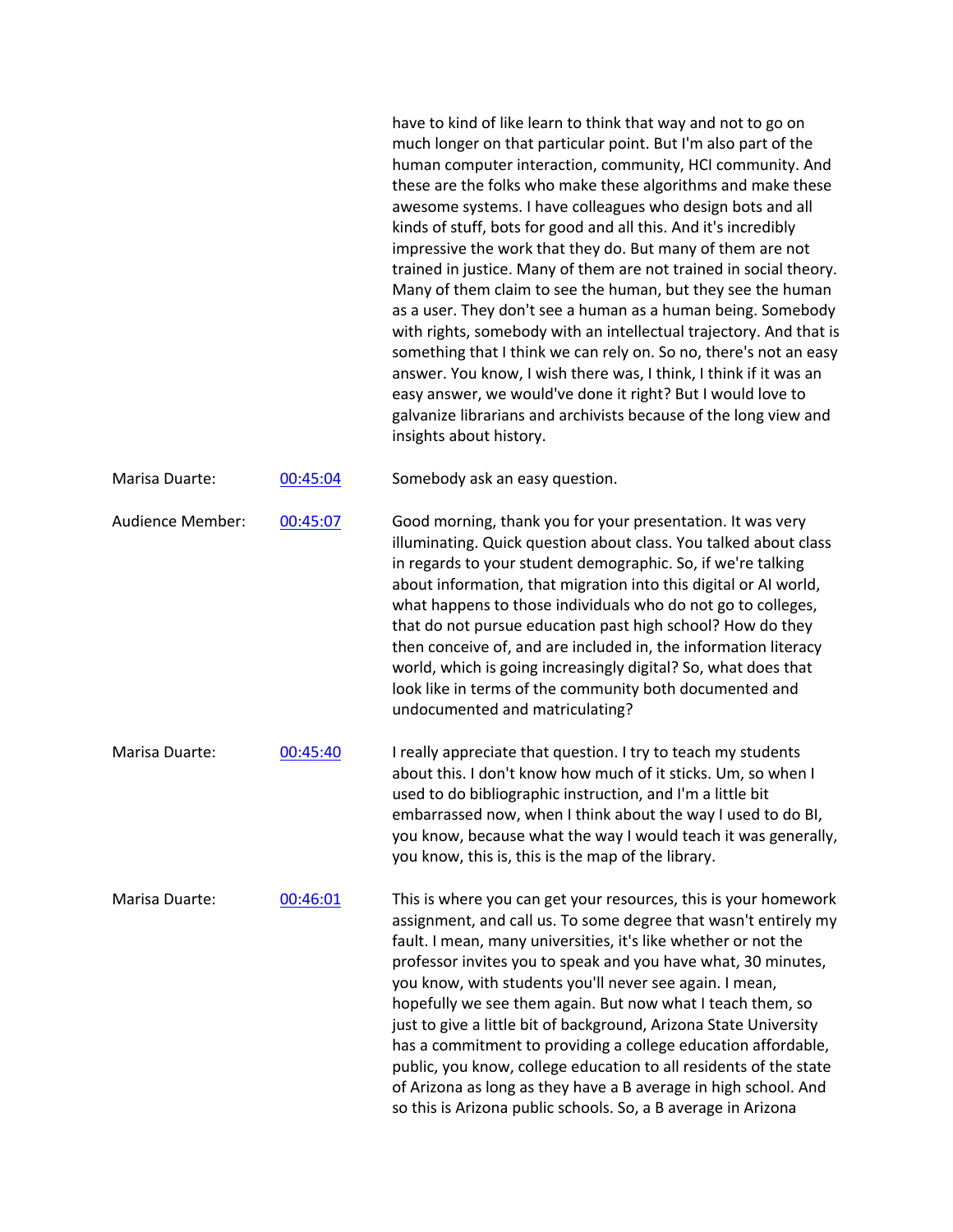have to kind of like learn to think that way and not to go on much longer on that particular point. But I'm also part of the human computer interaction, community, HCI community. And these are the folks who make these algorithms and make these awesome systems. I have colleagues who design bots and all kinds of stuff, bots for good and all this. And it's incredibly impressive the work that they do. But many of them are not trained in justice. Many of them are not trained in social theory. Many of them claim to see the human, but they see the human as a user. They don't see a human as a human being. Somebody with rights, somebody with an intellectual trajectory. And that is something that I think we can rely on. So no, there's not an easy answer. You know, I wish there was, I think, I think if it was an easy answer, we would've done it right? But I would love to galvanize librarians and archivists because of the long view and insights about history.

| | | |
|---|---|---|
| Marisa Duarte: | [00:45:04]() | Somebody ask an easy question. |
| Audience Member: | [00:45:07]() | Good morning, thank you for your presentation. It was very illuminating. Quick question about class. You talked about class in regards to your student demographic. So, if we're talking about information, that migration into this digital or AI world, what happens to those individuals who do not go to colleges, that do not pursue education past high school? How do they then conceive of, and are included in, the information literacy world, which is going increasingly digital? So, what does that look like in terms of the community both documented and undocumented and matriculating? |
| Marisa Duarte: | [00:45:40]() | I really appreciate that question. I try to teach my students about this. I don't know how much of it sticks. Um, so when I used to do bibliographic instruction, and I'm a little bit embarrassed now, when I think about the way I used to do BI, you know, because what the way I would teach it was generally, you know, this is, this is the map of the library. |
| Marisa Duarte: | [00:46:01]() | This is where you can get your resources, this is your homework assignment, and call us. To some degree that wasn't entirely my fault. I mean, many universities, it's like whether or not the professor invites you to speak and you have what, 30 minutes, you know, with students you'll never see again. I mean, hopefully we see them again. But now what I teach them, so just to give a little bit of background, Arizona State University has a commitment to providing a college education affordable, public, you know, college education to all residents of the state of Arizona as long as they have a B average in high school. And so this is Arizona public schools. So, a B average in Arizona |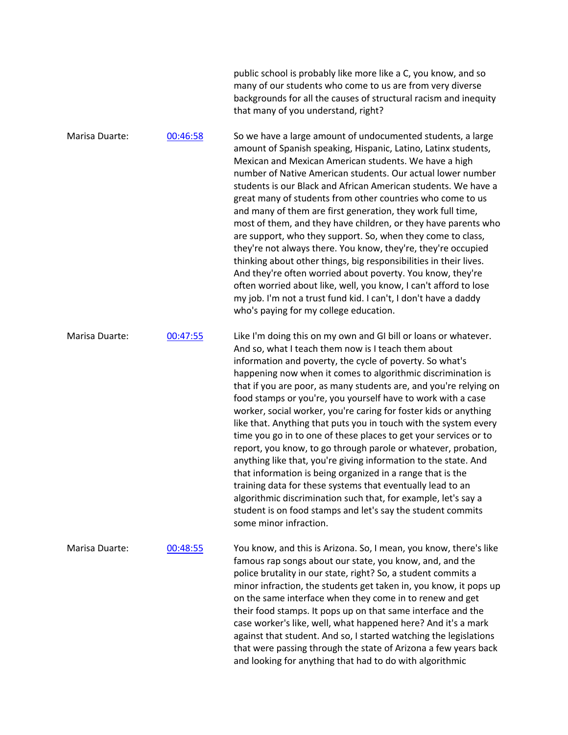public school is probably like more like a C, you know, and so many of our students who come to us are from very diverse backgrounds for all the causes of structural racism and inequity that many of you understand, right?

Marisa Duarte: [00:46:58](#)

So we have a large amount of undocumented students, a large amount of Spanish speaking, Hispanic, Latino, Latinx students, Mexican and Mexican American students. We have a high number of Native American students. Our actual lower number students is our Black and African American students. We have a great many of students from other countries who come to us and many of them are first generation, they work full time, most of them, and they have children, or they have parents who are support, who they support. So, when they come to class, they're not always there. You know, they're, they're occupied thinking about other things, big responsibilities in their lives. And they're often worried about poverty. You know, they're often worried about like, well, you know, I can't afford to lose my job. I'm not a trust fund kid. I can't, I don't have a daddy who's paying for my college education.

Marisa Duarte: [00:47:55](#)

Like I'm doing this on my own and GI bill or loans or whatever. And so, what I teach them now is I teach them about information and poverty, the cycle of poverty. So what's happening now when it comes to algorithmic discrimination is that if you are poor, as many students are, and you're relying on food stamps or you're, you yourself have to work with a case worker, social worker, you're caring for foster kids or anything like that. Anything that puts you in touch with the system every time you go in to one of these places to get your services or to report, you know, to go through parole or whatever, probation, anything like that, you're giving information to the state. And that information is being organized in a range that is the training data for these systems that eventually lead to an algorithmic discrimination such that, for example, let's say a student is on food stamps and let's say the student commits some minor infraction.

Marisa Duarte: [00:48:55](#)

You know, and this is Arizona. So, I mean, you know, there's like famous rap songs about our state, you know, and, and the police brutality in our state, right? So, a student commits a minor infraction, the students get taken in, you know, it pops up on the same interface when they come in to renew and get their food stamps. It pops up on that same interface and the case worker's like, well, what happened here? And it's a mark against that student. And so, I started watching the legislations that were passing through the state of Arizona a few years back and looking for anything that had to do with algorithmic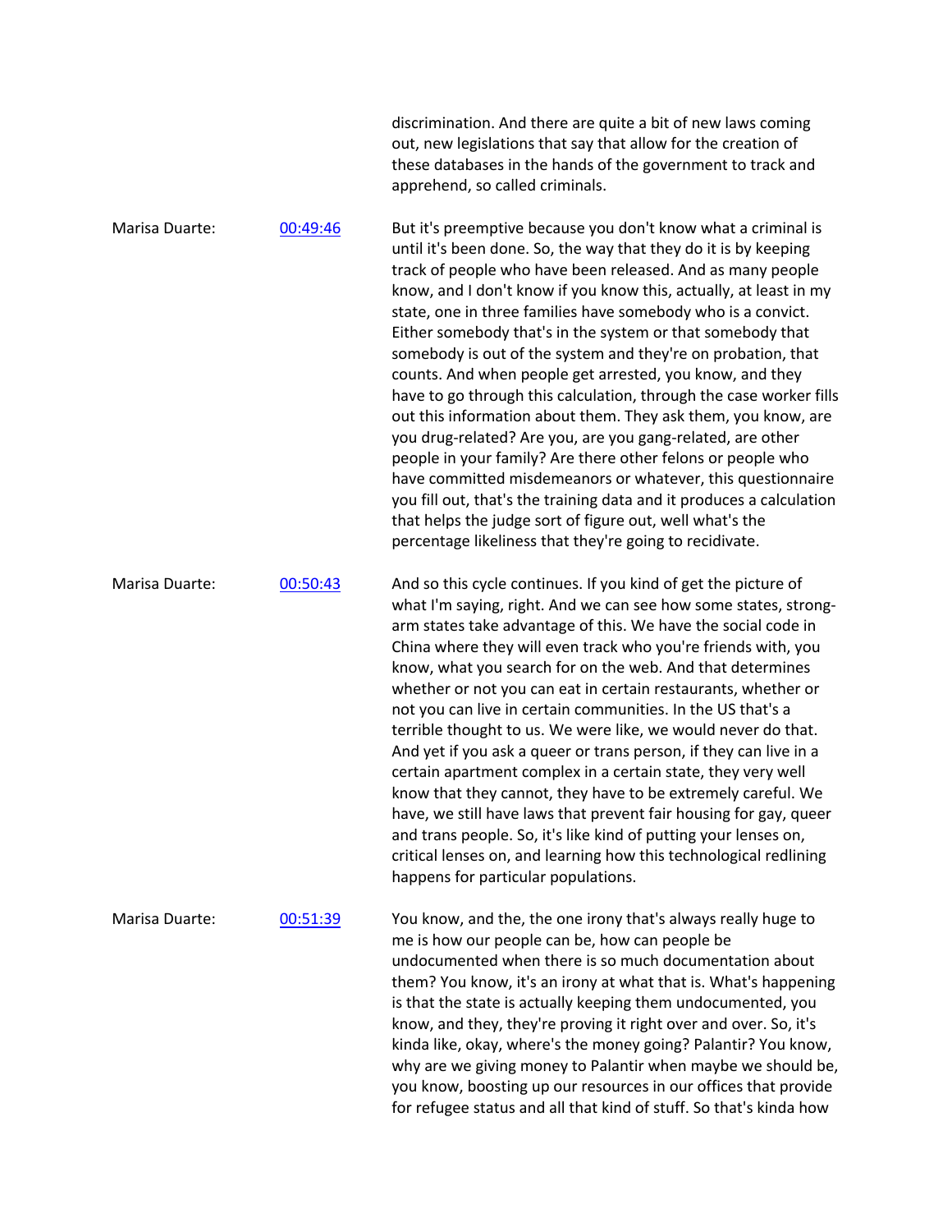discrimination. And there are quite a bit of new laws coming out, new legislations that say that allow for the creation of these databases in the hands of the government to track and apprehend, so called criminals.

Marisa Duarte: [00:49:46] But it's preemptive because you don't know what a criminal is until it's been done. So, the way that they do it is by keeping track of people who have been released. And as many people know, and I don't know if you know this, actually, at least in my state, one in three families have somebody who is a convict. Either somebody that's in the system or that somebody that somebody is out of the system and they're on probation, that counts. And when people get arrested, you know, and they have to go through this calculation, through the case worker fills out this information about them. They ask them, you know, are you drug-related? Are you, are you gang-related, are other people in your family? Are there other felons or people who have committed misdemeanors or whatever, this questionnaire you fill out, that's the training data and it produces a calculation that helps the judge sort of figure out, well what's the percentage likeliness that they're going to recidivate.

Marisa Duarte: [00:50:43] And so this cycle continues. If you kind of get the picture of what I'm saying, right. And we can see how some states, strong-arm states take advantage of this. We have the social code in China where they will even track who you're friends with, you know, what you search for on the web. And that determines whether or not you can eat in certain restaurants, whether or not you can live in certain communities. In the US that's a terrible thought to us. We were like, we would never do that. And yet if you ask a queer or trans person, if they can live in a certain apartment complex in a certain state, they very well know that they cannot, they have to be extremely careful. We have, we still have laws that prevent fair housing for gay, queer and trans people. So, it's like kind of putting your lenses on, critical lenses on, and learning how this technological redlining happens for particular populations.

Marisa Duarte: [00:51:39] You know, and the, the one irony that's always really huge to me is how our people can be, how can people be undocumented when there is so much documentation about them? You know, it's an irony at what that is. What's happening is that the state is actually keeping them undocumented, you know, and they, they're proving it right over and over. So, it's kinda like, okay, where's the money going? Palantir? You know, why are we giving money to Palantir when maybe we should be, you know, boosting up our resources in our offices that provide for refugee status and all that kind of stuff. So that's kinda how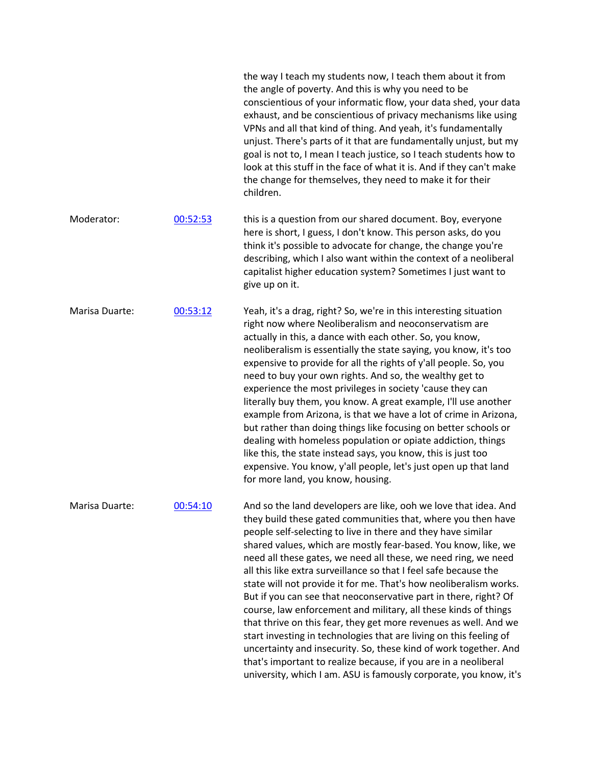the way I teach my students now, I teach them about it from the angle of poverty. And this is why you need to be conscientious of your informatic flow, your data shed, your data exhaust, and be conscientious of privacy mechanisms like using VPNs and all that kind of thing. And yeah, it's fundamentally unjust. There's parts of it that are fundamentally unjust, but my goal is not to, I mean I teach justice, so I teach students how to look at this stuff in the face of what it is. And if they can't make the change for themselves, they need to make it for their children.

| | | |
|---|---|---|
| Moderator: | [00:52:53]() | this is a question from our shared document. Boy, everyone here is short, I guess, I don't know. This person asks, do you think it's possible to advocate for change, the change you're describing, which I also want within the context of a neoliberal capitalist higher education system? Sometimes I just want to give up on it. |
| Marisa Duarte: | [00:53:12]() | Yeah, it's a drag, right? So, we're in this interesting situation right now where Neoliberalism and neoconservatism are actually in this, a dance with each other. So, you know, neoliberalism is essentially the state saying, you know, it's too expensive to provide for all the rights of y'all people. So, you need to buy your own rights. And so, the wealthy get to experience the most privileges in society 'cause they can literally buy them, you know. A great example, I'll use another example from Arizona, is that we have a lot of crime in Arizona, but rather than doing things like focusing on better schools or dealing with homeless population or opiate addiction, things like this, the state instead says, you know, this is just too expensive. You know, y'all people, let's just open up that land for more land, you know, housing. |
| Marisa Duarte: | [00:54:10]() | And so the land developers are like, ooh we love that idea. And they build these gated communities that, where you then have people self-selecting to live in there and they have similar shared values, which are mostly fear-based. You know, like, we need all these gates, we need all these, we need ring, we need all this like extra surveillance so that I feel safe because the state will not provide it for me. That's how neoliberalism works. But if you can see that neoconservative part in there, right? Of course, law enforcement and military, all these kinds of things that thrive on this fear, they get more revenues as well. And we start investing in technologies that are living on this feeling of uncertainty and insecurity. So, these kind of work together. And that's important to realize because, if you are in a neoliberal university, which I am. ASU is famously corporate, you know, it's |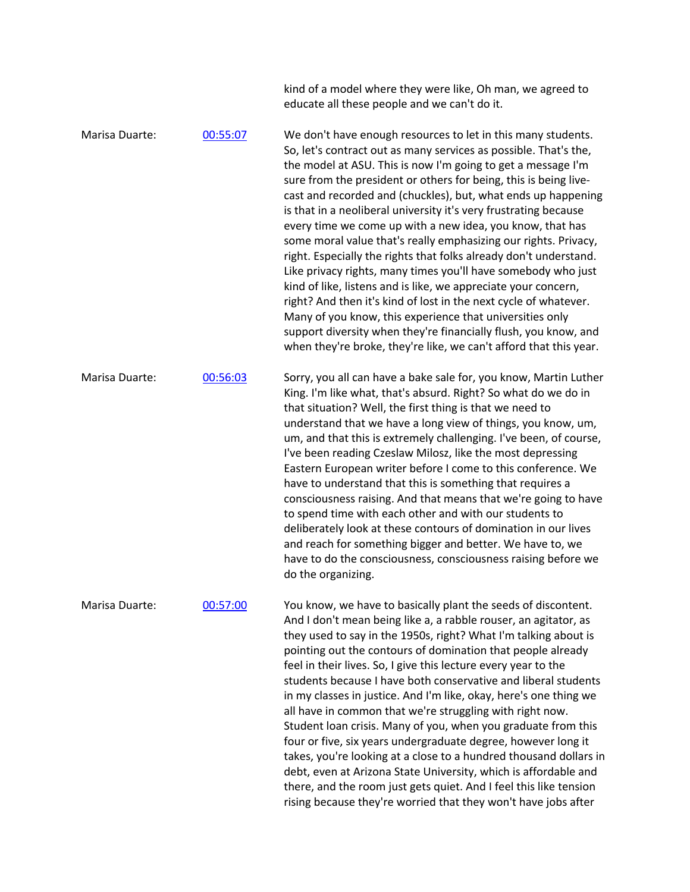kind of a model where they were like, Oh man, we agreed to educate all these people and we can't do it.

Marisa Duarte: 00:55:07

We don't have enough resources to let in this many students. So, let's contract out as many services as possible. That's the, the model at ASU. This is now I'm going to get a message I'm sure from the president or others for being, this is being live-cast and recorded and (chuckles), but, what ends up happening is that in a neoliberal university it's very frustrating because every time we come up with a new idea, you know, that has some moral value that's really emphasizing our rights. Privacy, right. Especially the rights that folks already don't understand. Like privacy rights, many times you'll have somebody who just kind of like, listens and is like, we appreciate your concern, right? And then it's kind of lost in the next cycle of whatever. Many of you know, this experience that universities only support diversity when they're financially flush, you know, and when they're broke, they're like, we can't afford that this year.

Marisa Duarte: 00:56:03

Sorry, you all can have a bake sale for, you know, Martin Luther King. I'm like what, that's absurd. Right? So what do we do in that situation? Well, the first thing is that we need to understand that we have a long view of things, you know, um, um, and that this is extremely challenging. I've been, of course, I've been reading Czeslaw Milosz, like the most depressing Eastern European writer before I come to this conference. We have to understand that this is something that requires a consciousness raising. And that means that we're going to have to spend time with each other and with our students to deliberately look at these contours of domination in our lives and reach for something bigger and better. We have to, we have to do the consciousness, consciousness raising before we do the organizing.

Marisa Duarte: 00:57:00

You know, we have to basically plant the seeds of discontent. And I don't mean being like a, a rabble rouser, an agitator, as they used to say in the 1950s, right? What I'm talking about is pointing out the contours of domination that people already feel in their lives. So, I give this lecture every year to the students because I have both conservative and liberal students in my classes in justice. And I'm like, okay, here's one thing we all have in common that we're struggling with right now. Student loan crisis. Many of you, when you graduate from this four or five, six years undergraduate degree, however long it takes, you're looking at a close to a hundred thousand dollars in debt, even at Arizona State University, which is affordable and there, and the room just gets quiet. And I feel this like tension rising because they're worried that they won't have jobs after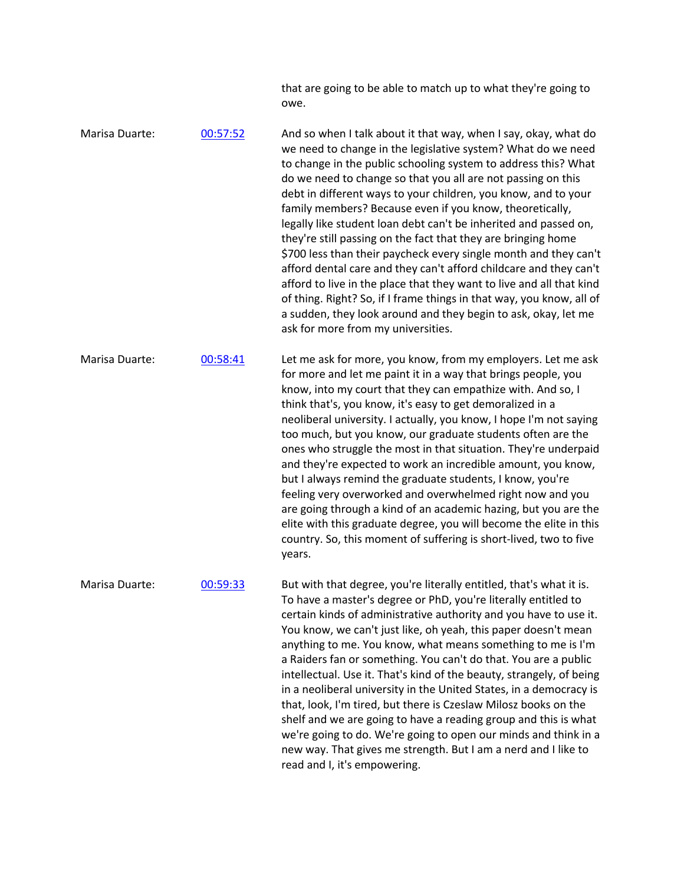that are going to be able to match up to what they're going to owe.

Marisa Duarte: 00:57:52

And so when I talk about it that way, when I say, okay, what do we need to change in the legislative system? What do we need to change in the public schooling system to address this? What do we need to change so that you all are not passing on this debt in different ways to your children, you know, and to your family members? Because even if you know, theoretically, legally like student loan debt can't be inherited and passed on, they're still passing on the fact that they are bringing home $700 less than their paycheck every single month and they can't afford dental care and they can't afford childcare and they can't afford to live in the place that they want to live and all that kind of thing. Right? So, if I frame things in that way, you know, all of a sudden, they look around and they begin to ask, okay, let me ask for more from my universities.

Marisa Duarte: 00:58:41

Let me ask for more, you know, from my employers. Let me ask for more and let me paint it in a way that brings people, you know, into my court that they can empathize with. And so, I think that's, you know, it's easy to get demoralized in a neoliberal university. I actually, you know, I hope I'm not saying too much, but you know, our graduate students often are the ones who struggle the most in that situation. They're underpaid and they're expected to work an incredible amount, you know, but I always remind the graduate students, I know, you're feeling very overworked and overwhelmed right now and you are going through a kind of an academic hazing, but you are the elite with this graduate degree, you will become the elite in this country. So, this moment of suffering is short-lived, two to five years.

Marisa Duarte: 00:59:33

But with that degree, you're literally entitled, that's what it is. To have a master's degree or PhD, you're literally entitled to certain kinds of administrative authority and you have to use it. You know, we can't just like, oh yeah, this paper doesn't mean anything to me. You know, what means something to me is I'm a Raiders fan or something. You can't do that. You are a public intellectual. Use it. That's kind of the beauty, strangely, of being in a neoliberal university in the United States, in a democracy is that, look, I'm tired, but there is Czeslaw Milosz books on the shelf and we are going to have a reading group and this is what we're going to do. We're going to open our minds and think in a new way. That gives me strength. But I am a nerd and I like to read and I, it's empowering.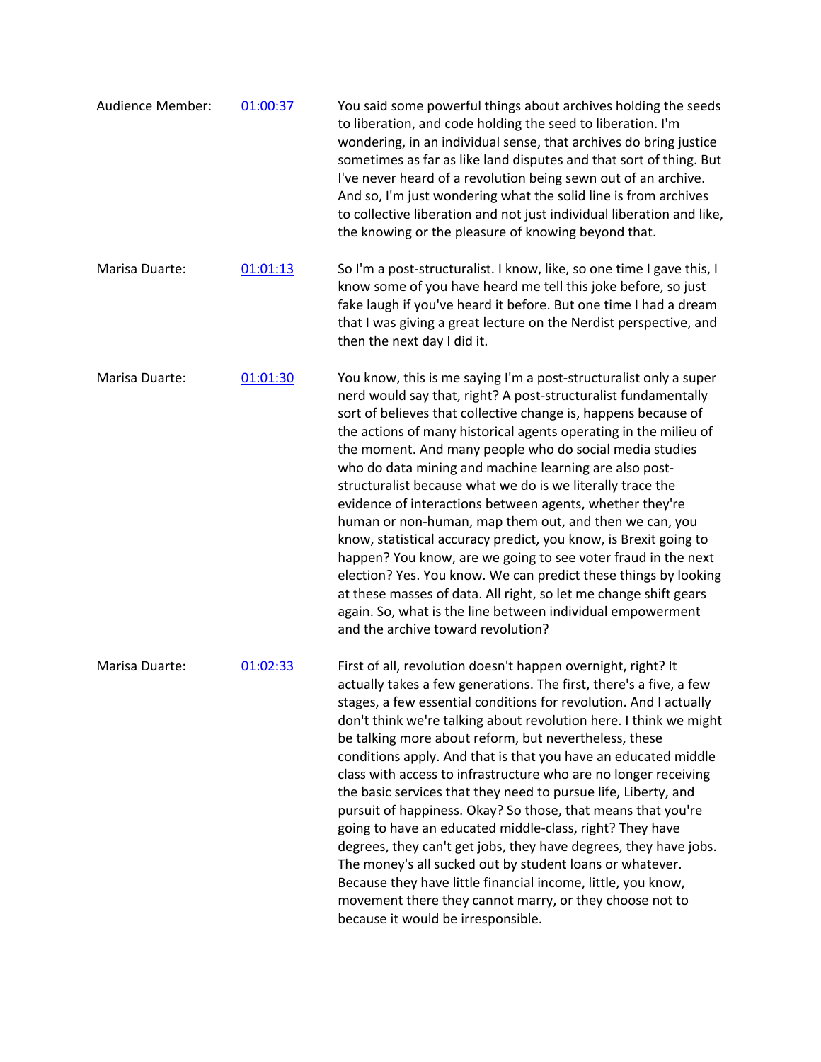| | | |
|---|---|---|
| Audience Member: | [01:00:37]() | You said some powerful things about archives holding the seeds to liberation, and code holding the seed to liberation. I'm wondering, in an individual sense, that archives do bring justice sometimes as far as like land disputes and that sort of thing. But I've never heard of a revolution being sewn out of an archive. And so, I'm just wondering what the solid line is from archives to collective liberation and not just individual liberation and like, the knowing or the pleasure of knowing beyond that. |
| Marisa Duarte: | [01:01:13]() | So I'm a post-structuralist. I know, like, so one time I gave this, I know some of you have heard me tell this joke before, so just fake laugh if you've heard it before. But one time I had a dream that I was giving a great lecture on the Nerdist perspective, and then the next day I did it. |
| Marisa Duarte: | [01:01:30]() | You know, this is me saying I'm a post-structuralist only a super nerd would say that, right? A post-structuralist fundamentally sort of believes that collective change is, happens because of the actions of many historical agents operating in the milieu of the moment. And many people who do social media studies who do data mining and machine learning are also post-structuralist because what we do is we literally trace the evidence of interactions between agents, whether they're human or non-human, map them out, and then we can, you know, statistical accuracy predict, you know, is Brexit going to happen? You know, are we going to see voter fraud in the next election? Yes. You know. We can predict these things by looking at these masses of data. All right, so let me change shift gears again. So, what is the line between individual empowerment and the archive toward revolution? |
| Marisa Duarte: | [01:02:33]() | First of all, revolution doesn't happen overnight, right? It actually takes a few generations. The first, there's a five, a few stages, a few essential conditions for revolution. And I actually don't think we're talking about revolution here. I think we might be talking more about reform, but nevertheless, these conditions apply. And that is that you have an educated middle class with access to infrastructure who are no longer receiving the basic services that they need to pursue life, Liberty, and pursuit of happiness. Okay? So those, that means that you're going to have an educated middle-class, right? They have degrees, they can't get jobs, they have degrees, they have jobs. The money's all sucked out by student loans or whatever. Because they have little financial income, little, you know, movement there they cannot marry, or they choose not to because it would be irresponsible. |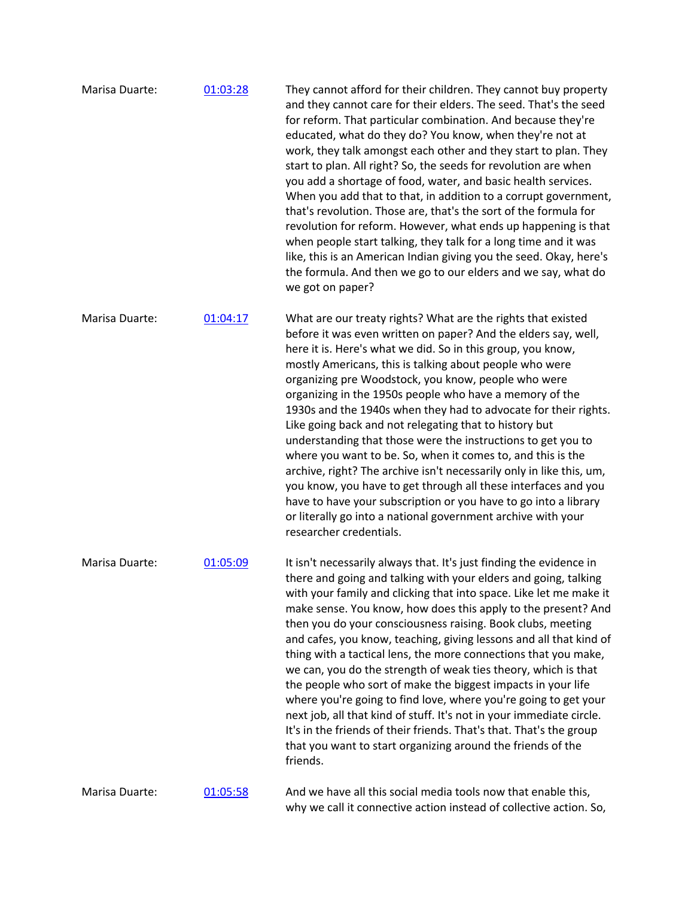Marisa Duarte: 01:03:28

They cannot afford for their children. They cannot buy property and they cannot care for their elders. The seed. That's the seed for reform. That particular combination. And because they're educated, what do they do? You know, when they're not at work, they talk amongst each other and they start to plan. They start to plan. All right? So, the seeds for revolution are when you add a shortage of food, water, and basic health services. When you add that to that, in addition to a corrupt government, that's revolution. Those are, that's the sort of the formula for revolution for reform. However, what ends up happening is that when people start talking, they talk for a long time and it was like, this is an American Indian giving you the seed. Okay, here's the formula. And then we go to our elders and we say, what do we got on paper?

Marisa Duarte: 01:04:17

What are our treaty rights? What are the rights that existed before it was even written on paper? And the elders say, well, here it is. Here's what we did. So in this group, you know, mostly Americans, this is talking about people who were organizing pre Woodstock, you know, people who were organizing in the 1950s people who have a memory of the 1930s and the 1940s when they had to advocate for their rights. Like going back and not relegating that to history but understanding that those were the instructions to get you to where you want to be. So, when it comes to, and this is the archive, right? The archive isn't necessarily only in like this, um, you know, you have to get through all these interfaces and you have to have your subscription or you have to go into a library or literally go into a national government archive with your researcher credentials.

Marisa Duarte: 01:05:09

It isn't necessarily always that. It's just finding the evidence in there and going and talking with your elders and going, talking with your family and clicking that into space. Like let me make it make sense. You know, how does this apply to the present? And then you do your consciousness raising. Book clubs, meeting and cafes, you know, teaching, giving lessons and all that kind of thing with a tactical lens, the more connections that you make, we can, you do the strength of weak ties theory, which is that the people who sort of make the biggest impacts in your life where you're going to find love, where you're going to get your next job, all that kind of stuff. It's not in your immediate circle. It's in the friends of their friends. That's that. That's the group that you want to start organizing around the friends of the friends.

Marisa Duarte: 01:05:58

And we have all this social media tools now that enable this, why we call it connective action instead of collective action. So,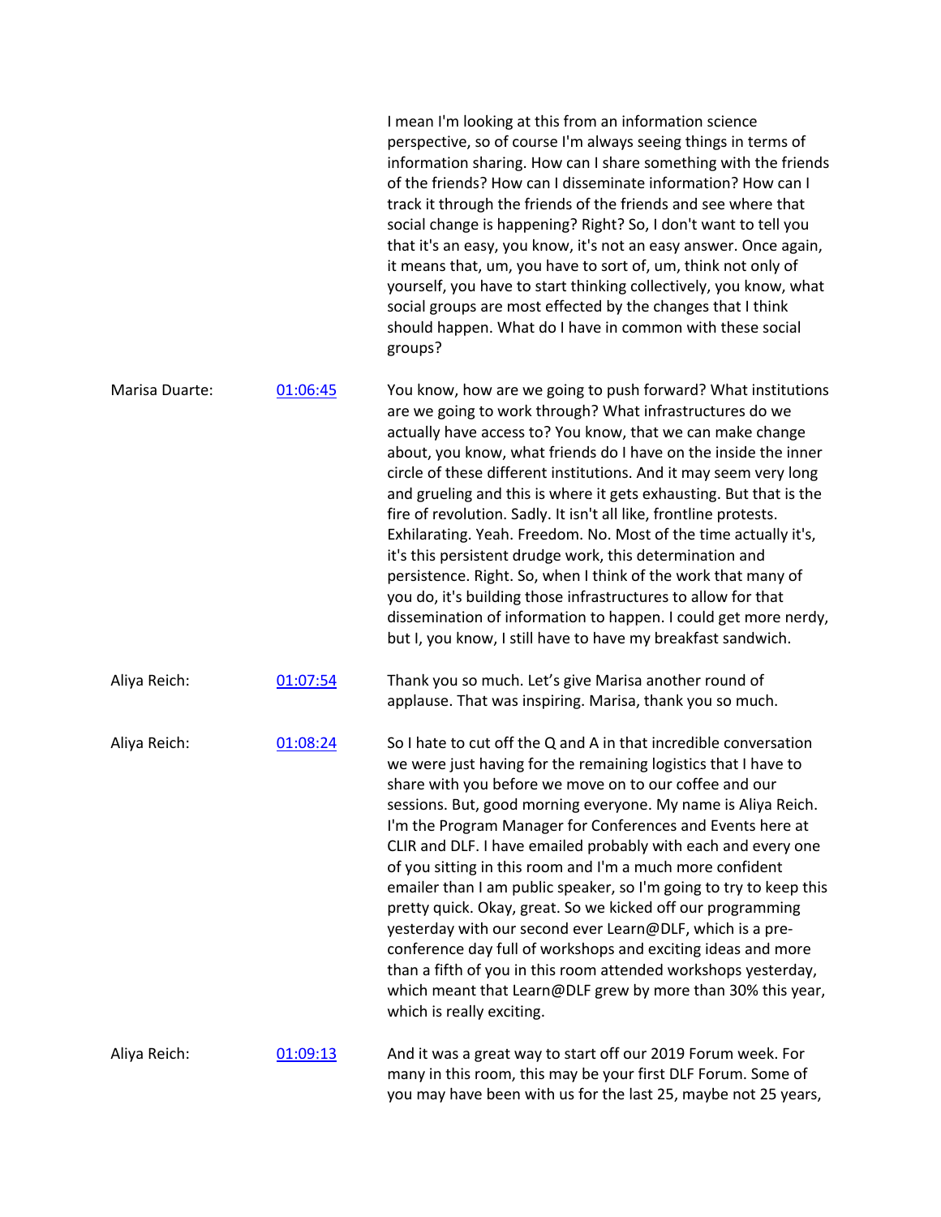| | | |
|---|---|---|
| | | I mean I'm looking at this from an information science perspective, so of course I'm always seeing things in terms of information sharing. How can I share something with the friends of the friends? How can I disseminate information? How can I track it through the friends of the friends and see where that social change is happening? Right? So, I don't want to tell you that it's an easy, you know, it's not an easy answer. Once again, it means that, um, you have to sort of, um, think not only of yourself, you have to start thinking collectively, you know, what social groups are most effected by the changes that I think should happen. What do I have in common with these social groups? |
| Marisa Duarte: | [01:06:45] | You know, how are we going to push forward? What institutions are we going to work through? What infrastructures do we actually have access to? You know, that we can make change about, you know, what friends do I have on the inside the inner circle of these different institutions. And it may seem very long and grueling and this is where it gets exhausting. But that is the fire of revolution. Sadly. It isn't all like, frontline protests. Exhilarating. Yeah. Freedom. No. Most of the time actually it's, it's this persistent drudge work, this determination and persistence. Right. So, when I think of the work that many of you do, it's building those infrastructures to allow for that dissemination of information to happen. I could get more nerdy, but I, you know, I still have to have my breakfast sandwich. |
| Aliya Reich: | [01:07:54] | Thank you so much. Let's give Marisa another round of applause. That was inspiring. Marisa, thank you so much. |
| Aliya Reich: | [01:08:24] | So I hate to cut off the Q and A in that incredible conversation we were just having for the remaining logistics that I have to share with you before we move on to our coffee and our sessions. But, good morning everyone. My name is Aliya Reich. I'm the Program Manager for Conferences and Events here at CLIR and DLF. I have emailed probably with each and every one of you sitting in this room and I'm a much more confident emailer than I am public speaker, so I'm going to try to keep this pretty quick. Okay, great. So we kicked off our programming yesterday with our second ever Learn@DLF, which is a pre-conference day full of workshops and exciting ideas and more than a fifth of you in this room attended workshops yesterday, which meant that Learn@DLF grew by more than 30% this year, which is really exciting. |
| Aliya Reich: | [01:09:13] | And it was a great way to start off our 2019 Forum week. For many in this room, this may be your first DLF Forum. Some of you may have been with us for the last 25, maybe not 25 years, |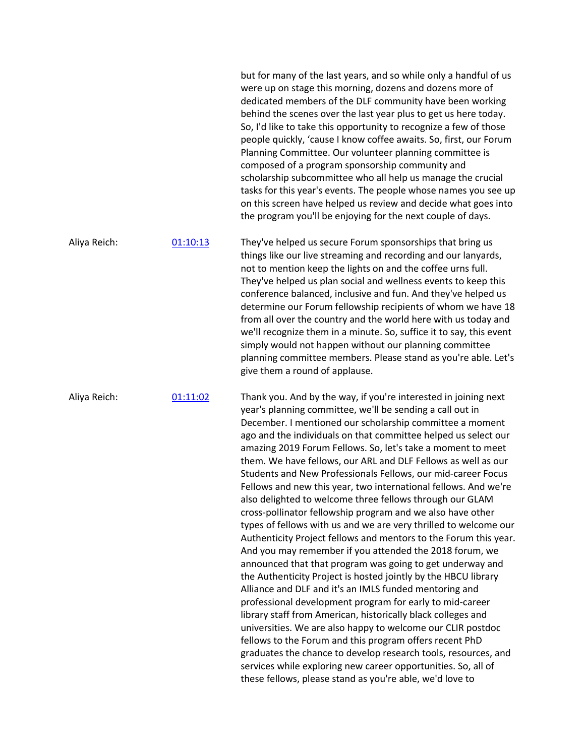but for many of the last years, and so while only a handful of us were up on stage this morning, dozens and dozens more of dedicated members of the DLF community have been working behind the scenes over the last year plus to get us here today. So, I'd like to take this opportunity to recognize a few of those people quickly, 'cause I know coffee awaits. So, first, our Forum Planning Committee. Our volunteer planning committee is composed of a program sponsorship community and scholarship subcommittee who all help us manage the crucial tasks for this year's events. The people whose names you see up on this screen have helped us review and decide what goes into the program you'll be enjoying for the next couple of days.

Aliya Reich: [01:10:13]

They've helped us secure Forum sponsorships that bring us things like our live streaming and recording and our lanyards, not to mention keep the lights on and the coffee urns full. They've helped us plan social and wellness events to keep this conference balanced, inclusive and fun. And they've helped us determine our Forum fellowship recipients of whom we have 18 from all over the country and the world here with us today and we'll recognize them in a minute. So, suffice it to say, this event simply would not happen without our planning committee planning committee members. Please stand as you're able. Let's give them a round of applause.

Aliya Reich: [01:11:02]

Thank you. And by the way, if you're interested in joining next year's planning committee, we'll be sending a call out in December. I mentioned our scholarship committee a moment ago and the individuals on that committee helped us select our amazing 2019 Forum Fellows. So, let's take a moment to meet them. We have fellows, our ARL and DLF Fellows as well as our Students and New Professionals Fellows, our mid-career Focus Fellows and new this year, two international fellows. And we're also delighted to welcome three fellows through our GLAM cross-pollinator fellowship program and we also have other types of fellows with us and we are very thrilled to welcome our Authenticity Project fellows and mentors to the Forum this year. And you may remember if you attended the 2018 forum, we announced that that program was going to get underway and the Authenticity Project is hosted jointly by the HBCU library Alliance and DLF and it's an IMLS funded mentoring and professional development program for early to mid-career library staff from American, historically black colleges and universities. We are also happy to welcome our CLIR postdoc fellows to the Forum and this program offers recent PhD graduates the chance to develop research tools, resources, and services while exploring new career opportunities. So, all of these fellows, please stand as you're able, we'd love to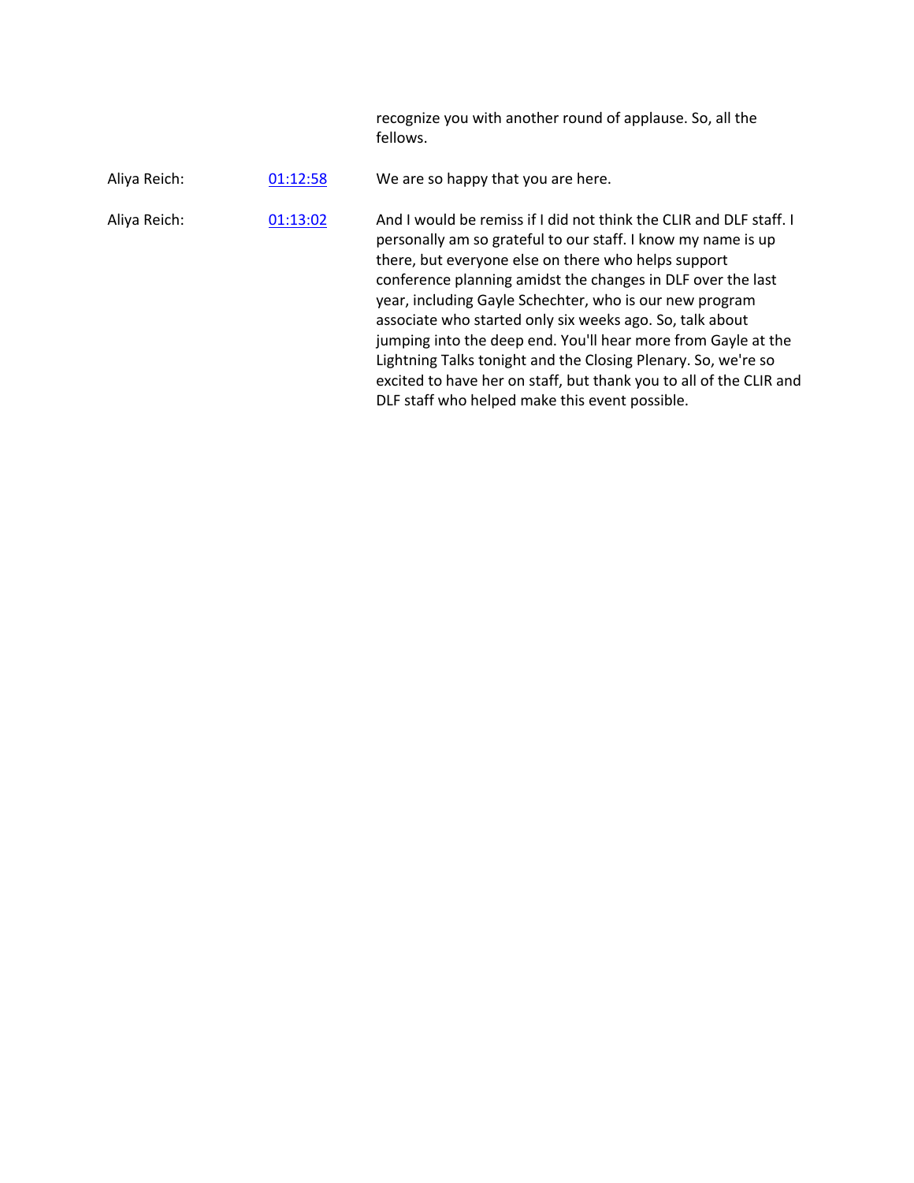recognize you with another round of applause. So, all the fellows.

Aliya Reich: 01:12:58 We are so happy that you are here.

Aliya Reich: 01:13:02 And I would be remiss if I did not think the CLIR and DLF staff. I personally am so grateful to our staff. I know my name is up there, but everyone else on there who helps support conference planning amidst the changes in DLF over the last year, including Gayle Schechter, who is our new program associate who started only six weeks ago. So, talk about jumping into the deep end. You'll hear more from Gayle at the Lightning Talks tonight and the Closing Plenary. So, we're so excited to have her on staff, but thank you to all of the CLIR and DLF staff who helped make this event possible.